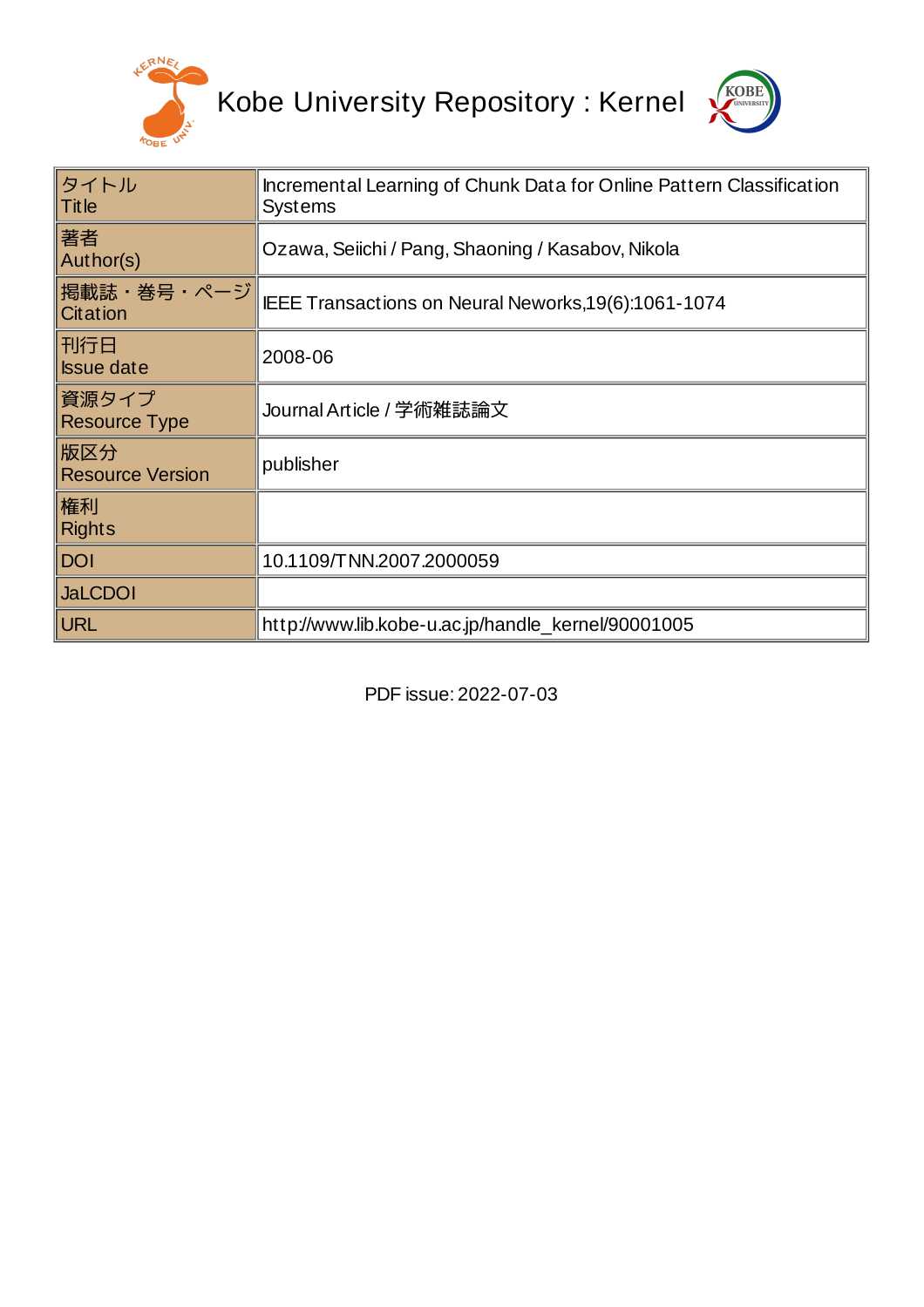# Kobe University Repository : Kernel

| タイトル<br>Title | Incremental Learning of Chunk Data for Online Pattern Classification Systems |
|---|---|
| 著者<br>Author(s) | Ozawa, Seiichi / Pang, Shaoning / Kasabov, Nikola |
| 掲載誌・巻号・ページ<br>Citation | IEEE Transactions on Neural Neworks,19(6):1061-1074 |
| 刊行日<br>Issue date | 2008-06 |
| 資源タイプ<br>Resource Type | Journal Article / 学術雑誌論文 |
| 版区分<br>Resource Version | publisher |
| 権利<br>Rights | |
| DOI | 10.1109/TNN.2007.2000059 |
| JaLCDOI | |
| URL | http://www.lib.kobe-u.ac.jp/handle_kernel/90001005 |

PDF issue: 2022-07-03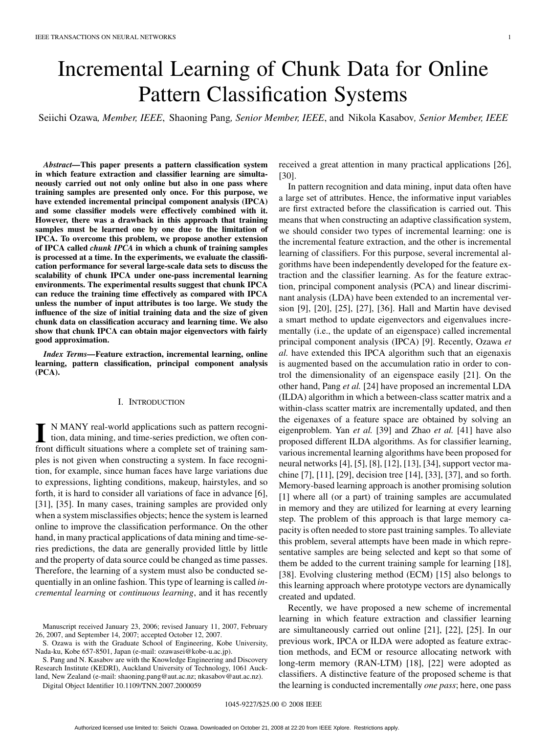# Incremental Learning of Chunk Data for Online Pattern Classification Systems

Seiichi Ozawa, *Member, IEEE*, Shaoning Pang, *Senior Member, IEEE*, and Nikola Kasabov, *Senior Member, IEEE*

***Abstract*—This paper presents a pattern classification system in which feature extraction and classifier learning are simultaneously carried out not only online but also in one pass where training samples are presented only once. For this purpose, we have extended incremental principal component analysis (IPCA) and some classifier models were effectively combined with it. However, there was a drawback in this approach that training samples must be learned one by one due to the limitation of IPCA. To overcome this problem, we propose another extension of IPCA called *chunk IPCA* in which a chunk of training samples is processed at a time. In the experiments, we evaluate the classification performance for several large-scale data sets to discuss the scalability of chunk IPCA under one-pass incremental learning environments. The experimental results suggest that chunk IPCA can reduce the training time effectively as compared with IPCA unless the number of input attributes is too large. We study the influence of the size of initial training data and the size of given chunk data on classification accuracy and learning time. We also show that chunk IPCA can obtain major eigenvectors with fairly good approximation.**

***Index Terms*—Feature extraction, incremental learning, online learning, pattern classification, principal component analysis (PCA).**

## I. Introduction

In many real-world applications such as pattern recognition, data mining, and time-series prediction, we often confront difficult situations where a complete set of training samples is not given when constructing a system. In face recognition, for example, since human faces have large variations due to expressions, lighting conditions, makeup, hairstyles, and so forth, it is hard to consider all variations of face in advance [6], [31], [35]. In many cases, training samples are provided only when a system misclassifies objects; hence the system is learned online to improve the classification performance. On the other hand, in many practical applications of data mining and time-series predictions, the data are generally provided little by little and the property of data source could be changed as time passes. Therefore, the learning of a system must also be conducted sequentially in an online fashion. This type of learning is called *incremental learning* or *continuous learning*, and it has recently received a great attention in many practical applications [26], [30].

In pattern recognition and data mining, input data often have a large set of attributes. Hence, the informative input variables are first extracted before the classification is carried out. This means that when constructing an adaptive classification system, we should consider two types of incremental learning: one is the incremental feature extraction, and the other is incremental learning of classifiers. For this purpose, several incremental algorithms have been independently developed for the feature extraction and the classifier learning. As for the feature extraction, principal component analysis (PCA) and linear discriminant analysis (LDA) have been extended to an incremental version [9], [20], [25], [27], [36]. Hall and Martin have devised a smart method to update eigenvectors and eigenvalues incrementally (i.e., the update of an eigenspace) called incremental principal component analysis (IPCA) [9]. Recently, Ozawa *et al.* have extended this IPCA algorithm such that an eigenaxis is augmented based on the accumulation ratio in order to control the dimensionality of an eigenspace easily [21]. On the other hand, Pang *et al.* [24] have proposed an incremental LDA (ILDA) algorithm in which a between-class scatter matrix and a within-class scatter matrix are incrementally updated, and then the eigenaxes of a feature space are obtained by solving an eigenproblem. Yan *et al.* [39] and Zhao *et al.* [41] have also proposed different ILDA algorithms. As for classifier learning, various incremental learning algorithms have been proposed for neural networks [4], [5], [8], [12], [13], [34], support vector machine [7], [11], [29], decision tree [14], [33], [37], and so forth. Memory-based learning approach is another promising solution [1] where all (or a part) of training samples are accumulated in memory and they are utilized for learning at every learning step. The problem of this approach is that large memory capacity is often needed to store past training samples. To alleviate this problem, several attempts have been made in which representative samples are being selected and kept so that some of them be added to the current training sample for learning [18], [38]. Evolving clustering method (ECM) [15] also belongs to this learning approach where prototype vectors are dynamically created and updated.

Recently, we have proposed a new scheme of incremental learning in which feature extraction and classifier learning are simultaneously carried out online [21], [22], [25]. In our previous work, IPCA or ILDA were adopted as feature extraction methods, and ECM or resource allocating network with long-term memory (RAN-LTM) [18], [22] were adopted as classifiers. A distinctive feature of the proposed scheme is that the learning is conducted incrementally *one pass*; here, one pass

Manuscript received January 23, 2006; revised January 11, 2007, February 26, 2007, and September 14, 2007; accepted October 12, 2007.

S. Ozawa is with the Graduate School of Engineering, Kobe University, Nada-ku, Kobe 657-8501, Japan (e-mail: ozawasei@kobe-u.ac.jp).

S. Pang and N. Kasabov are with the Knowledge Engineering and Discovery Research Institute (KEDRI), Auckland University of Technology, 1061 Auckland, New Zealand (e-mail: shaoning.pang@aut.ac.nz; nkasabov@aut.ac.nz).

Digital Object Identifier 10.1109/TNN.2007.2000059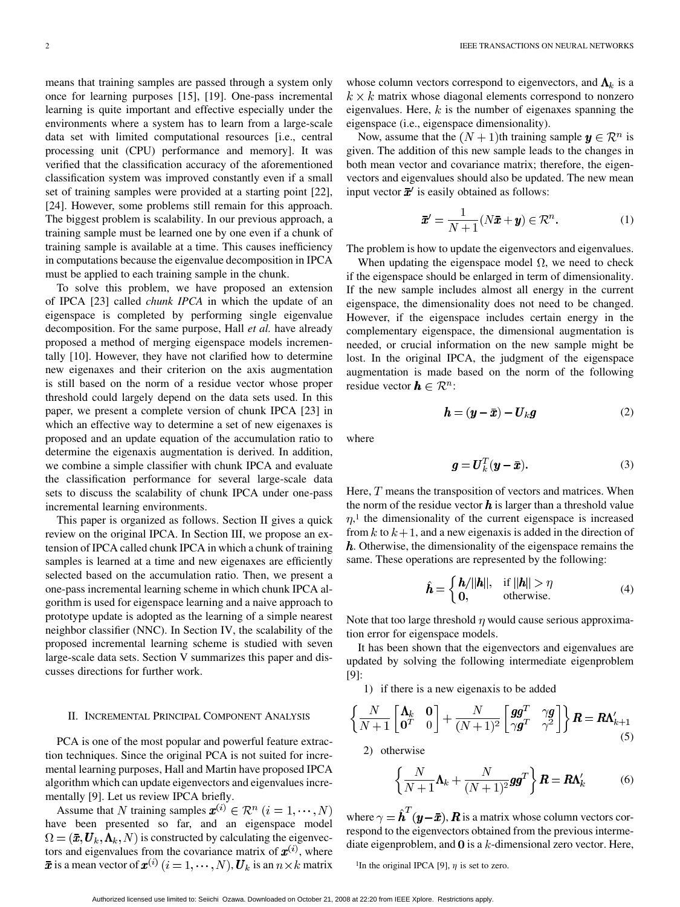means that training samples are passed through a system only once for learning purposes [15], [19]. One-pass incremental learning is quite important and effective especially under the environments where a system has to learn from a large-scale data set with limited computational resources [i.e., central processing unit (CPU) performance and memory]. It was verified that the classification accuracy of the aforementioned classification system was improved constantly even if a small set of training samples were provided at a starting point [22], [24]. However, some problems still remain for this approach. The biggest problem is scalability. In our previous approach, a training sample must be learned one by one even if a chunk of training sample is available at a time. This causes inefficiency in computations because the eigenvalue decomposition in IPCA must be applied to each training sample in the chunk.

To solve this problem, we have proposed an extension of IPCA [23] called *chunk IPCA* in which the update of an eigenspace is completed by performing single eigenvalue decomposition. For the same purpose, Hall *et al.* have already proposed a method of merging eigenspace models incrementally [10]. However, they have not clarified how to determine new eigenaxes and their criterion on the axis augmentation is still based on the norm of a residue vector whose proper threshold could largely depend on the data sets used. In this paper, we present a complete version of chunk IPCA [23] in which an effective way to determine a set of new eigenaxes is proposed and an update equation of the accumulation ratio to determine the eigenaxis augmentation is derived. In addition, we combine a simple classifier with chunk IPCA and evaluate the classification performance for several large-scale data sets to discuss the scalability of chunk IPCA under one-pass incremental learning environments.

This paper is organized as follows. Section II gives a quick review on the original IPCA. In Section III, we propose an extension of IPCA called chunk IPCA in which a chunk of training samples is learned at a time and new eigenaxes are efficiently selected based on the accumulation ratio. Then, we present a one-pass incremental learning scheme in which chunk IPCA algorithm is used for eigenspace learning and a naive approach to prototype update is adopted as the learning of a simple nearest neighbor classifier (NNC). In Section IV, the scalability of the proposed incremental learning scheme is studied with seven large-scale data sets. Section V summarizes this paper and discusses directions for further work.

## II. Incremental Principal Component Analysis

PCA is one of the most popular and powerful feature extraction techniques. Since the original PCA is not suited for incremental learning purposes, Hall and Martin have proposed IPCA algorithm which can update eigenvectors and eigenvalues incrementally [9]. Let us review IPCA briefly.

Assume that $N$ training samples $\boldsymbol{x}^{(i)} \in \mathcal{R}^n$ $(i = 1, \cdots, N)$ have been presented so far, and an eigenspace model $\Omega = (\bar{\boldsymbol{x}}, \boldsymbol{U}_k, \boldsymbol{\Lambda}_k, N)$ is constructed by calculating the eigenvectors and eigenvalues from the covariance matrix of $\boldsymbol{x}^{(i)}$, where $\bar{\boldsymbol{x}}$ is a mean vector of $\boldsymbol{x}^{(i)}$ $(i = 1, \cdots, N)$, $\boldsymbol{U}_k$ is an $n \times k$ matrix whose column vectors correspond to eigenvectors, and $\boldsymbol{\Lambda}_k$ is a $k \times k$ matrix whose diagonal elements correspond to nonzero eigenvalues. Here, $k$ is the number of eigenaxes spanning the eigenspace (i.e., eigenspace dimensionality).

Now, assume that the $(N+1)$th training sample $\boldsymbol{y} \in \mathcal{R}^n$ is given. The addition of this new sample leads to the changes in both mean vector and covariance matrix; therefore, the eigenvectors and eigenvalues should also be updated. The new mean input vector $\bar{\boldsymbol{x}}'$ is easily obtained as follows:

$$\bar{\boldsymbol{x}}' = \frac{1}{N+1}(N\bar{\boldsymbol{x}} + \boldsymbol{y}) \in \mathcal{R}^n. \tag{1}$$

The problem is how to update the eigenvectors and eigenvalues.

When updating the eigenspace model $\Omega$, we need to check if the eigenspace should be enlarged in term of dimensionality. If the new sample includes almost all energy in the current eigenspace, the dimensionality does not need to be changed. However, if the eigenspace includes certain energy in the complementary eigenspace, the dimensional augmentation is needed, or crucial information on the new sample might be lost. In the original IPCA, the judgment of the eigenspace augmentation is made based on the norm of the following residue vector $\boldsymbol{h} \in \mathcal{R}^n$:

$$\boldsymbol{h} = (\boldsymbol{y} - \bar{\boldsymbol{x}}) - \boldsymbol{U}_k \boldsymbol{g} \tag{2}$$

where

$$\boldsymbol{g} = \boldsymbol{U}_k^T (\boldsymbol{y} - \bar{\boldsymbol{x}}). \tag{3}$$

Here, $T$ means the transposition of vectors and matrices. When the norm of the residue vector $\boldsymbol{h}$ is larger than a threshold value $\eta$,[1] the dimensionality of the current eigenspace is increased from $k$ to $k+1$, and a new eigenaxis is added in the direction of $\boldsymbol{h}$. Otherwise, the dimensionality of the eigenspace remains the same. These operations are represented by the following:

$$\hat{\boldsymbol{h}} = \begin{cases} \boldsymbol{h}/\|\boldsymbol{h}\|, & \text{if } \|\boldsymbol{h}\| > \eta \\ \boldsymbol{0}, & \text{otherwise.} \end{cases} \tag{4}$$

Note that too large threshold $\eta$ would cause serious approximation error for eigenspace models.

It has been shown that the eigenvectors and eigenvalues are updated by solving the following intermediate eigenproblem [9]:

1) if there is a new eigenaxis to be added

$$\left\{ \frac{N}{N+1} \begin{bmatrix} \boldsymbol{\Lambda}_k & \boldsymbol{0} \\ \boldsymbol{0}^T & 0 \end{bmatrix} + \frac{N}{(N+1)^2} \begin{bmatrix} \boldsymbol{g}\boldsymbol{g}^T & \gamma \boldsymbol{g} \\ \gamma \boldsymbol{g}^T & \gamma^2 \end{bmatrix} \right\} \boldsymbol{R} = \boldsymbol{R}\boldsymbol{\Lambda}'_{k+1} \tag{5}$$

2) otherwise

$$\left\{ \frac{N}{N+1} \boldsymbol{\Lambda}_k + \frac{N}{(N+1)^2} \boldsymbol{g}\boldsymbol{g}^T \right\} \boldsymbol{R} = \boldsymbol{R}\boldsymbol{\Lambda}'_k \tag{6}$$

where $\gamma = \hat{\boldsymbol{h}}^T (\boldsymbol{y} - \bar{\boldsymbol{x}})$, $\boldsymbol{R}$ is a matrix whose column vectors correspond to the eigenvectors obtained from the previous intermediate eigenproblem, and $\boldsymbol{0}$ is a $k$-dimensional zero vector. Here,

[1] In the original IPCA [9], $\eta$ is set to zero.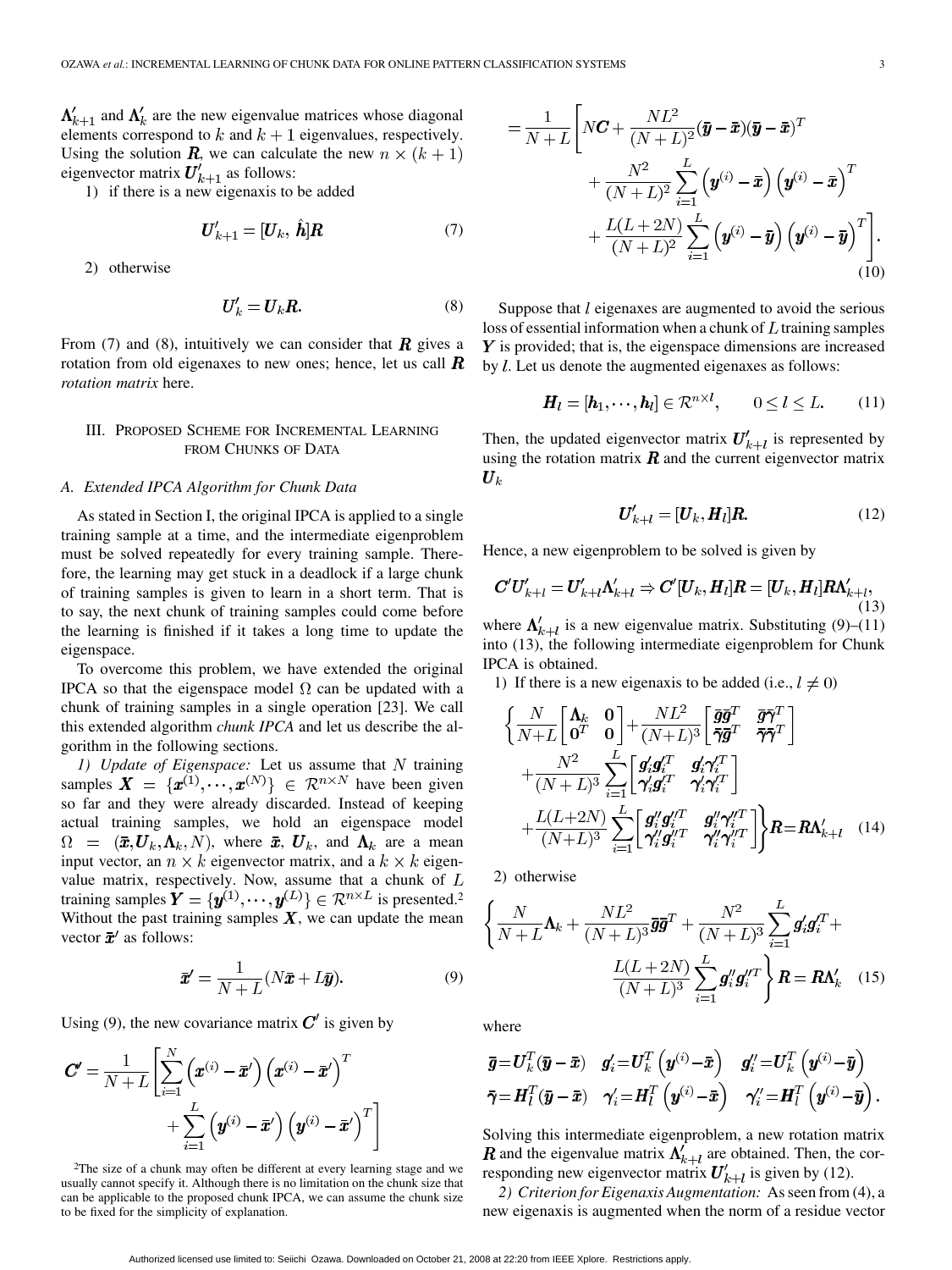$\boldsymbol{\Lambda}'_{k+1}$ and $\boldsymbol{\Lambda}'_k$ are the new eigenvalue matrices whose diagonal elements correspond to $k$ and $k+1$ eigenvalues, respectively. Using the solution $\boldsymbol{R}$, we can calculate the new $n \times (k+1)$ eigenvector matrix $\boldsymbol{U}'_{k+1}$ as follows:

1) if there is a new eigenaxis to be added

$$\boldsymbol{U}'_{k+1} = [\boldsymbol{U}_k, \hat{\boldsymbol{h}}]\boldsymbol{R} \tag{7}$$

2) otherwise

$$\boldsymbol{U}'_k = \boldsymbol{U}_k \boldsymbol{R}. \tag{8}$$

From (7) and (8), intuitively we can consider that $\boldsymbol{R}$ gives a rotation from old eigenaxes to new ones; hence, let us call $\boldsymbol{R}$ *rotation matrix* here.

## III. Proposed Scheme for Incremental Learning from Chunks of Data

### A. Extended IPCA Algorithm for Chunk Data

As stated in Section I, the original IPCA is applied to a single training sample at a time, and the intermediate eigenproblem must be solved repeatedly for every training sample. Therefore, the learning may get stuck in a deadlock if a large chunk of training samples is given to learn in a short term. That is to say, the next chunk of training samples could come before the learning is finished if it takes a long time to update the eigenspace.

To overcome this problem, we have extended the original IPCA so that the eigenspace model $\Omega$ can be updated with a chunk of training samples in a single operation [23]. We call this extended algorithm *chunk IPCA* and let us describe the algorithm in the following sections.

*1) Update of Eigenspace:* Let us assume that $N$ training samples $\boldsymbol{X} = \{\boldsymbol{x}^{(1)}, \cdots, \boldsymbol{x}^{(N)}\} \in \mathcal{R}^{n \times N}$ have been given so far and they were already discarded. Instead of keeping actual training samples, we hold an eigenspace model $\Omega = (\bar{\boldsymbol{x}}, \boldsymbol{U}_k, \boldsymbol{\Lambda}_k, N)$, where $\bar{\boldsymbol{x}}$, $\boldsymbol{U}_k$, and $\boldsymbol{\Lambda}_k$ are a mean input vector, an $n \times k$ eigenvector matrix, and a $k \times k$ eigenvalue matrix, respectively. Now, assume that a chunk of $L$ training samples $\boldsymbol{Y} = \{\boldsymbol{y}^{(1)}, \cdots, \boldsymbol{y}^{(L)}\} \in \mathcal{R}^{n \times L}$ is presented.[2] Without the past training samples $\boldsymbol{X}$, we can update the mean vector $\bar{\boldsymbol{x}}'$ as follows:

$$\bar{\boldsymbol{x}}' = \frac{1}{N+L}(N\bar{\boldsymbol{x}} + L\bar{\boldsymbol{y}}). \tag{9}$$

Using (9), the new covariance matrix $\boldsymbol{C}'$ is given by

$$\begin{aligned}
\boldsymbol{C}' &= \frac{1}{N+L}\left[\sum_{i=1}^{N}\left(\boldsymbol{x}^{(i)} - \bar{\boldsymbol{x}}'\right)\left(\boldsymbol{x}^{(i)} - \bar{\boldsymbol{x}}'\right)^T + \sum_{i=1}^{L}\left(\boldsymbol{y}^{(i)} - \bar{\boldsymbol{x}}'\right)\left(\boldsymbol{y}^{(i)} - \bar{\boldsymbol{x}}'\right)^T\right] \\
&= \frac{1}{N+L}\left[N\boldsymbol{C} + \frac{NL^2}{(N+L)^2}(\bar{\boldsymbol{y}} - \bar{\boldsymbol{x}})(\bar{\boldsymbol{y}} - \bar{\boldsymbol{x}})^T + \frac{N^2}{(N+L)^2}\sum_{i=1}^{L}\left(\boldsymbol{y}^{(i)} - \bar{\boldsymbol{x}}\right)\left(\boldsymbol{y}^{(i)} - \bar{\boldsymbol{x}}\right)^T \right. \\
&\qquad \left. + \frac{L(L+2N)}{(N+L)^2}\sum_{i=1}^{L}\left(\boldsymbol{y}^{(i)} - \bar{\boldsymbol{y}}\right)\left(\boldsymbol{y}^{(i)} - \bar{\boldsymbol{y}}\right)^T\right].
\end{aligned} \tag{10}$$

[2] The size of a chunk may often be different at every learning stage and we usually cannot specify it. Although there is no limitation on the chunk size that can be applicable to the proposed chunk IPCA, we can assume the chunk size to be fixed for the simplicity of explanation.

Suppose that $l$ eigenaxes are augmented to avoid the serious loss of essential information when a chunk of $L$ training samples $\boldsymbol{Y}$ is provided; that is, the eigenspace dimensions are increased by $l$. Let us denote the augmented eigenaxes as follows:

$$\boldsymbol{H}_l = [\boldsymbol{h}_1, \cdots, \boldsymbol{h}_l] \in \mathcal{R}^{n \times l}, \qquad 0 \le l \le L. \tag{11}$$

Then, the updated eigenvector matrix $\boldsymbol{U}'_{k+l}$ is represented by using the rotation matrix $\boldsymbol{R}$ and the current eigenvector matrix $\boldsymbol{U}_k$

$$\boldsymbol{U}'_{k+l} = [\boldsymbol{U}_k, \boldsymbol{H}_l]\boldsymbol{R}. \tag{12}$$

Hence, a new eigenproblem to be solved is given by

$$\boldsymbol{C}'\boldsymbol{U}'_{k+l} = \boldsymbol{U}'_{k+l}\boldsymbol{\Lambda}'_{k+l} \Rightarrow \boldsymbol{C}'[\boldsymbol{U}_k, \boldsymbol{H}_l]\boldsymbol{R} = [\boldsymbol{U}_k, \boldsymbol{H}_l]\boldsymbol{R}\boldsymbol{\Lambda}'_{k+l}, \tag{13}$$

where $\boldsymbol{\Lambda}'_{k+l}$ is a new eigenvalue matrix. Substituting (9)–(11) into (13), the following intermediate eigenproblem for Chunk IPCA is obtained.

1) If there is a new eigenaxis to be added (i.e., $l \neq 0$)

$$\begin{aligned}
&\left\{\frac{N}{N+L}\begin{bmatrix}\boldsymbol{\Lambda}_k & \boldsymbol{0} \\ \boldsymbol{0}^T & \boldsymbol{0}\end{bmatrix} + \frac{NL^2}{(N+L)^3}\begin{bmatrix}\bar{\boldsymbol{g}}\bar{\boldsymbol{g}}^T & \bar{\boldsymbol{g}}\bar{\boldsymbol{\gamma}}^T \\ \bar{\boldsymbol{\gamma}}\bar{\boldsymbol{g}}^T & \bar{\boldsymbol{\gamma}}\bar{\boldsymbol{\gamma}}^T\end{bmatrix} + \frac{N^2}{(N+L)^3}\sum_{i=1}^{L}\begin{bmatrix}\boldsymbol{g}'_i\boldsymbol{g}'^T_i & \boldsymbol{g}'_i\boldsymbol{\gamma}'^T_i \\ \boldsymbol{\gamma}'_i\boldsymbol{g}'^T_i & \boldsymbol{\gamma}'_i\boldsymbol{\gamma}'^T_i\end{bmatrix}\right. \\
&\left. + \frac{L(L+2N)}{(N+L)^3}\sum_{i=1}^{L}\begin{bmatrix}\boldsymbol{g}''_i\boldsymbol{g}''^T_i & \boldsymbol{g}''_i\boldsymbol{\gamma}''^T_i \\ \boldsymbol{\gamma}''_i\boldsymbol{g}''^T_i & \boldsymbol{\gamma}''_i\boldsymbol{\gamma}''^T_i\end{bmatrix}\right\}\boldsymbol{R} = \boldsymbol{R}\boldsymbol{\Lambda}'_{k+l}
\end{aligned} \tag{14}$$

2) otherwise

$$\left\{\frac{N}{N+L}\boldsymbol{\Lambda}_k + \frac{NL^2}{(N+L)^3}\bar{\boldsymbol{g}}\bar{\boldsymbol{g}}^T + \frac{N^2}{(N+L)^3}\sum_{i=1}^{L}\boldsymbol{g}'_i\boldsymbol{g}'^T_i + \frac{L(L+2N)}{(N+L)^3}\sum_{i=1}^{L}\boldsymbol{g}''_i\boldsymbol{g}''^T_i\right\}\boldsymbol{R} = \boldsymbol{R}\boldsymbol{\Lambda}'_k \tag{15}$$

where

$$\begin{aligned}
\bar{\boldsymbol{g}} &= \boldsymbol{U}_k^T(\bar{\boldsymbol{y}} - \bar{\boldsymbol{x}}) \quad & \boldsymbol{g}'_i &= \boldsymbol{U}_k^T\left(\boldsymbol{y}^{(i)} - \bar{\boldsymbol{x}}\right) \quad & \boldsymbol{g}''_i &= \boldsymbol{U}_k^T\left(\boldsymbol{y}^{(i)} - \bar{\boldsymbol{y}}\right) \\
\bar{\boldsymbol{\gamma}} &= \boldsymbol{H}_l^T(\bar{\boldsymbol{y}} - \bar{\boldsymbol{x}}) \quad & \boldsymbol{\gamma}'_i &= \boldsymbol{H}_l^T\left(\boldsymbol{y}^{(i)} - \bar{\boldsymbol{x}}\right) \quad & \boldsymbol{\gamma}''_i &= \boldsymbol{H}_l^T\left(\boldsymbol{y}^{(i)} - \bar{\boldsymbol{y}}\right).
\end{aligned}$$

Solving this intermediate eigenproblem, a new rotation matrix $\boldsymbol{R}$ and the eigenvalue matrix $\boldsymbol{\Lambda}'_{k+l}$ are obtained. Then, the corresponding new eigenvector matrix $\boldsymbol{U}'_{k+l}$ is given by (12).

*2) Criterion for Eigenaxis Augmentation:* As seen from (4), a new eigenaxis is augmented when the norm of a residue vector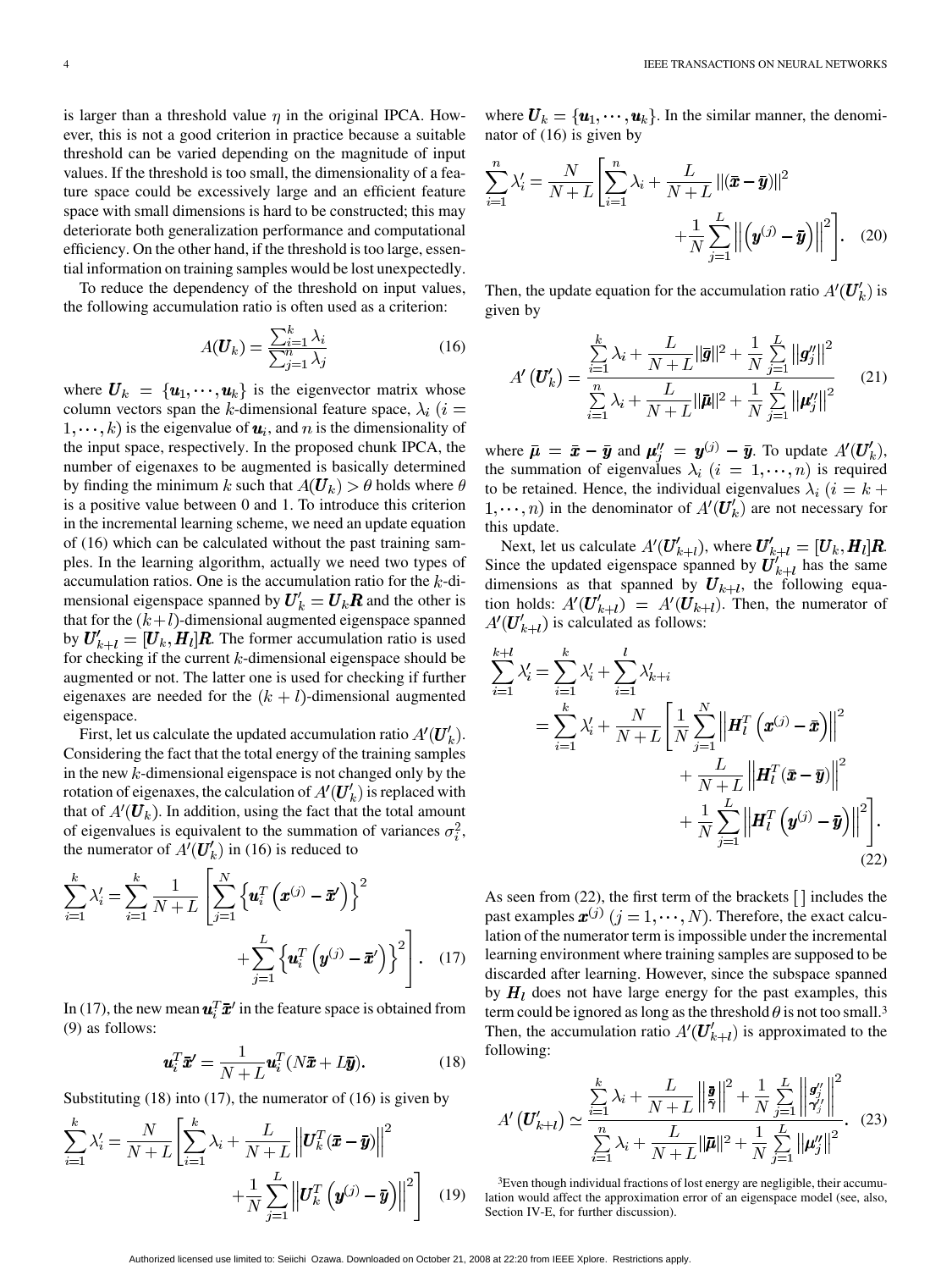is larger than a threshold value $\eta$ in the original IPCA. However, this is not a good criterion in practice because a suitable threshold can be varied depending on the magnitude of input values. If the threshold is too small, the dimensionality of a feature space could be excessively large and an efficient feature space with small dimensions is hard to be constructed; this may deteriorate both generalization performance and computational efficiency. On the other hand, if the threshold is too large, essential information on training samples would be lost unexpectedly.

To reduce the dependency of the threshold on input values, the following accumulation ratio is often used as a criterion:

$$A(\boldsymbol{U}_k) = \frac{\sum_{i=1}^{k} \lambda_i}{\sum_{j=1}^{n} \lambda_j} \tag{16}$$

where $\boldsymbol{U}_k = \{\boldsymbol{u}_1, \cdots, \boldsymbol{u}_k\}$ is the eigenvector matrix whose column vectors span the $k$-dimensional feature space, $\lambda_i$ $(i = 1, \cdots, k)$ is the eigenvalue of $\boldsymbol{u}_i$, and $n$ is the dimensionality of the input space, respectively. In the proposed chunk IPCA, the number of eigenaxes to be augmented is basically determined by finding the minimum $k$ such that $A(\boldsymbol{U}_k) > \theta$ holds where $\theta$ is a positive value between 0 and 1. To introduce this criterion in the incremental learning scheme, we need an update equation of (16) which can be calculated without the past training samples. In the learning algorithm, actually we need two types of accumulation ratios. One is the accumulation ratio for the $k$-dimensional eigenspace spanned by $\boldsymbol{U}'_k = \boldsymbol{U}_k \boldsymbol{R}$ and the other is that for the $(k+l)$-dimensional augmented eigenspace spanned by $\boldsymbol{U}'_{k+l} = [\boldsymbol{U}_k, \boldsymbol{H}_l]\boldsymbol{R}$. The former accumulation ratio is used for checking if the current $k$-dimensional eigenspace should be augmented or not. The latter one is used for checking if further eigenaxes are needed for the $(k+l)$-dimensional augmented eigenspace.

First, let us calculate the updated accumulation ratio $A'(\boldsymbol{U}'_k)$. Considering the fact that the total energy of the training samples in the new $k$-dimensional eigenspace is not changed only by the rotation of eigenaxes, the calculation of $A'(\boldsymbol{U}'_k)$ is replaced with that of $A'(\boldsymbol{U}_k)$. In addition, using the fact that the total amount of eigenvalues is equivalent to the summation of variances $\sigma_i^2$, the numerator of $A'(\boldsymbol{U}'_k)$ in (16) is reduced to

$$\sum_{i=1}^{k} \lambda'_i = \sum_{i=1}^{k} \frac{1}{N+L} \left[ \sum_{j=1}^{N} \left\{ \boldsymbol{u}_i^T \left( \boldsymbol{x}^{(j)} - \bar{\boldsymbol{x}}' \right) \right\}^2 + \sum_{j=1}^{L} \left\{ \boldsymbol{u}_i^T \left( \boldsymbol{y}^{(j)} - \bar{\boldsymbol{x}}' \right) \right\}^2 \right]. \tag{17}$$

In (17), the new mean $\boldsymbol{u}_i^T \bar{\boldsymbol{x}}'$ in the feature space is obtained from (9) as follows:

$$\boldsymbol{u}_i^T \bar{\boldsymbol{x}}' = \frac{1}{N+L} \boldsymbol{u}_i^T (N\bar{\boldsymbol{x}} + L\bar{\boldsymbol{y}}). \tag{18}$$

Substituting (18) into (17), the numerator of (16) is given by

$$\sum_{i=1}^{k} \lambda'_i = \frac{N}{N+L} \left[ \sum_{i=1}^{k} \lambda_i + \frac{L}{N+L} \left\| \boldsymbol{U}_k^T (\bar{\boldsymbol{x}} - \bar{\boldsymbol{y}}) \right\|^2 + \frac{1}{N} \sum_{j=1}^{L} \left\| \boldsymbol{U}_k^T \left( \boldsymbol{y}^{(j)} - \bar{\boldsymbol{y}} \right) \right\|^2 \right] \tag{19}$$

where $\boldsymbol{U}_k = \{\boldsymbol{u}_1, \cdots, \boldsymbol{u}_k\}$. In the similar manner, the denominator of (16) is given by

$$\sum_{i=1}^{n} \lambda'_i = \frac{N}{N+L} \left[ \sum_{i=1}^{n} \lambda_i + \frac{L}{N+L} \|(\bar{\boldsymbol{x}} - \bar{\boldsymbol{y}})\|^2 + \frac{1}{N} \sum_{j=1}^{L} \left\| \left( \boldsymbol{y}^{(j)} - \bar{\boldsymbol{y}} \right) \right\|^2 \right]. \tag{20}$$

Then, the update equation for the accumulation ratio $A'(\boldsymbol{U}'_k)$ is given by

$$A'\left(\boldsymbol{U}'_k\right) = \frac{\sum_{i=1}^{k} \lambda_i + \frac{L}{N+L} \|\bar{\boldsymbol{g}}\|^2 + \frac{1}{N} \sum_{j=1}^{L} \left\| \boldsymbol{g}''_j \right\|^2}{\sum_{i=1}^{n} \lambda_i + \frac{L}{N+L} \|\bar{\boldsymbol{\mu}}\|^2 + \frac{1}{N} \sum_{j=1}^{L} \left\| \boldsymbol{\mu}''_j \right\|^2} \tag{21}$$

where $\bar{\boldsymbol{\mu}} = \bar{\boldsymbol{x}} - \bar{\boldsymbol{y}}$ and $\boldsymbol{\mu}''_j = \boldsymbol{y}^{(j)} - \bar{\boldsymbol{y}}$. To update $A'(\boldsymbol{U}'_k)$, the summation of eigenvalues $\lambda_i$ $(i = 1, \cdots, n)$ is required to be retained. Hence, the individual eigenvalues $\lambda_i$ $(i = k+1, \cdots, n)$ in the denominator of $A'(\boldsymbol{U}'_k)$ are not necessary for this update.

Next, let us calculate $A'(\boldsymbol{U}'_{k+l})$, where $\boldsymbol{U}'_{k+l} = [\boldsymbol{U}_k, \boldsymbol{H}_l]\boldsymbol{R}$. Since the updated eigenspace spanned by $\boldsymbol{U}'_{k+l}$ has the same dimensions as that spanned by $\boldsymbol{U}_{k+l}$, the following equation holds: $A'(\boldsymbol{U}'_{k+l}) = A'(\boldsymbol{U}_{k+l})$. Then, the numerator of $A'(\boldsymbol{U}'_{k+l})$ is calculated as follows:

$$\begin{aligned}
\sum_{i=1}^{k+l} \lambda'_i &= \sum_{i=1}^{k} \lambda'_i + \sum_{i=1}^{l} \lambda'_{k+i} \\
&= \sum_{i=1}^{k} \lambda'_i + \frac{N}{N+L} \left[ \frac{1}{N} \sum_{j=1}^{N} \left\| \boldsymbol{H}_l^T \left( \boldsymbol{x}^{(j)} - \bar{\boldsymbol{x}} \right) \right\|^2 + \frac{L}{N+L} \left\| \boldsymbol{H}_l^T (\bar{\boldsymbol{x}} - \bar{\boldsymbol{y}}) \right\|^2 + \frac{1}{N} \sum_{j=1}^{L} \left\| \boldsymbol{H}_l^T \left( \boldsymbol{y}^{(j)} - \bar{\boldsymbol{y}} \right) \right\|^2 \right].
\end{aligned} \tag{22}$$

As seen from (22), the first term of the brackets [ ] includes the past examples $\boldsymbol{x}^{(j)}$ $(j = 1, \cdots, N)$. Therefore, the exact calculation of the numerator term is impossible under the incremental learning environment where training samples are supposed to be discarded after learning. However, since the subspace spanned by $\boldsymbol{H}_l$ does not have large energy for the past examples, this term could be ignored as long as the threshold $\theta$ is not too small.[3] Then, the accumulation ratio $A'(\boldsymbol{U}'_{k+l})$ is approximated to the following:

$$A'\left(\boldsymbol{U}'_{k+l}\right) \simeq \frac{\sum_{i=1}^{k} \lambda_i + \frac{L}{N+L} \left\| \begin{matrix} \bar{\boldsymbol{g}} \\ \bar{\boldsymbol{\gamma}} \end{matrix} \right\|^2 + \frac{1}{N} \sum_{j=1}^{L} \left\| \begin{matrix} \boldsymbol{g}''_j \\ \boldsymbol{\gamma}''_j \end{matrix} \right\|^2}{\sum_{i=1}^{n} \lambda_i + \frac{L}{N+L} \|\bar{\boldsymbol{\mu}}\|^2 + \frac{1}{N} \sum_{j=1}^{L} \left\| \boldsymbol{\mu}''_j \right\|^2}. \tag{23}$$

[3]Even though individual fractions of lost energy are negligible, their accumulation would affect the approximation error of an eigenspace model (see, also, Section IV-E, for further discussion).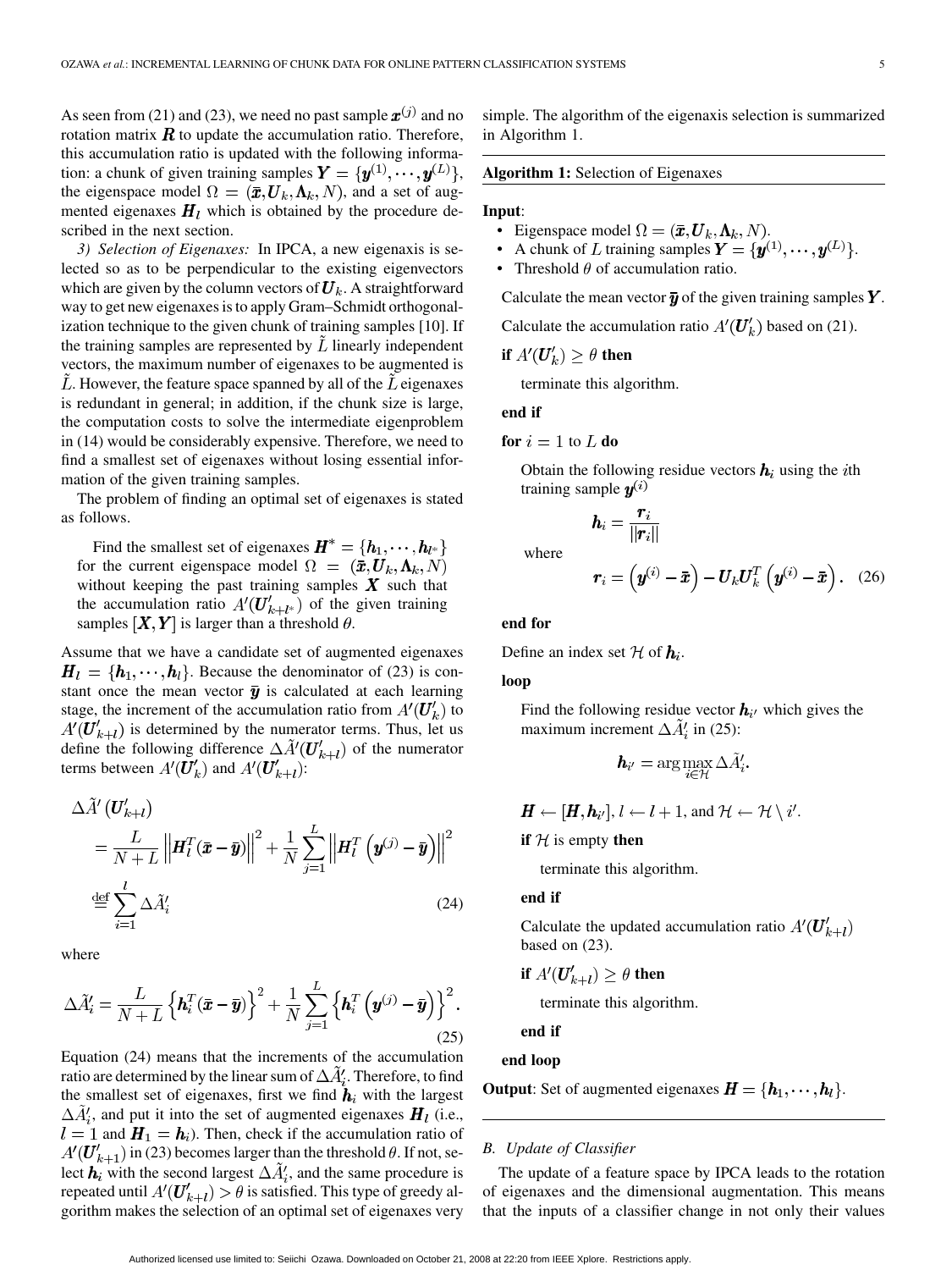As seen from (21) and (23), we need no past sample $\boldsymbol{x}^{(j)}$ and no rotation matrix $\boldsymbol{R}$ to update the accumulation ratio. Therefore, this accumulation ratio is updated with the following information: a chunk of given training samples $\boldsymbol{Y} = \{\boldsymbol{y}^{(1)}, \cdots, \boldsymbol{y}^{(L)}\}$, the eigenspace model $\Omega = (\bar{\boldsymbol{x}}, \boldsymbol{U}_k, \boldsymbol{\Lambda}_k, N)$, and a set of augmented eigenaxes $\boldsymbol{H}_l$ which is obtained by the procedure described in the next section.

*3) Selection of Eigenaxes:* In IPCA, a new eigenaxis is selected so as to be perpendicular to the existing eigenvectors which are given by the column vectors of $\boldsymbol{U}_k$. A straightforward way to get new eigenaxes is to apply Gram–Schmidt orthogonalization technique to the given chunk of training samples [10]. If the training samples are represented by $\tilde{L}$ linearly independent vectors, the maximum number of eigenaxes to be augmented is $\tilde{L}$. However, the feature space spanned by all of the $\tilde{L}$ eigenaxes is redundant in general; in addition, if the chunk size is large, the computation costs to solve the intermediate eigenproblem in (14) would be considerably expensive. Therefore, we need to find a smallest set of eigenaxes without losing essential information of the given training samples.

The problem of finding an optimal set of eigenaxes is stated as follows.

> Find the smallest set of eigenaxes $\boldsymbol{H}^* = \{\boldsymbol{h}_1, \cdots, \boldsymbol{h}_{l^*}\}$ for the current eigenspace model $\Omega = (\bar{\boldsymbol{x}}, \boldsymbol{U}_k, \boldsymbol{\Lambda}_k, N)$ without keeping the past training samples $\boldsymbol{X}$ such that the accumulation ratio $A'(\boldsymbol{U}'_{k+l^*})$ of the given training samples $[\boldsymbol{X}, \boldsymbol{Y}]$ is larger than a threshold $\theta$.

Assume that we have a candidate set of augmented eigenaxes $\boldsymbol{H}_l = \{\boldsymbol{h}_1, \cdots, \boldsymbol{h}_l\}$. Because the denominator of (23) is constant once the mean vector $\bar{\boldsymbol{y}}$ is calculated at each learning stage, the increment of the accumulation ratio from $A'(\boldsymbol{U}'_k)$ to $A'(\boldsymbol{U}'_{k+l})$ is determined by the numerator terms. Thus, let us define the following difference $\Delta\tilde{A}'(\boldsymbol{U}'_{k+l})$ of the numerator terms between $A'(\boldsymbol{U}'_k)$ and $A'(\boldsymbol{U}'_{k+l})$:

$$
\begin{aligned}
\Delta\tilde{A}'\left(\boldsymbol{U}'_{k+l}\right)
&= \frac{L}{N+L}\left\|\boldsymbol{H}_l^T(\bar{\boldsymbol{x}} - \bar{\boldsymbol{y}})\right\|^2 + \frac{1}{N}\sum_{j=1}^{L}\left\|\boldsymbol{H}_l^T\left(\boldsymbol{y}^{(j)} - \bar{\boldsymbol{y}}\right)\right\|^2 \\
&\overset{\text{def}}{=} \sum_{i=1}^{l}\Delta\tilde{A}'_i
\end{aligned} \tag{24}
$$

where

$$
\Delta\tilde{A}'_i = \frac{L}{N+L}\left\{\boldsymbol{h}_i^T(\bar{\boldsymbol{x}} - \bar{\boldsymbol{y}})\right\}^2 + \frac{1}{N}\sum_{j=1}^{L}\left\{\boldsymbol{h}_i^T\left(\boldsymbol{y}^{(j)} - \bar{\boldsymbol{y}}\right)\right\}^2. \tag{25}
$$

Equation (24) means that the increments of the accumulation ratio are determined by the linear sum of $\Delta\tilde{A}'_i$. Therefore, to find the smallest set of eigenaxes, first we find $\boldsymbol{h}_i$ with the largest $\Delta\tilde{A}'_i$, and put it into the set of augmented eigenaxes $\boldsymbol{H}_l$ (i.e., $l = 1$ and $\boldsymbol{H}_1 = \boldsymbol{h}_i$). Then, check if the accumulation ratio of $A'(\boldsymbol{U}'_{k+1})$ in (23) becomes larger than the threshold $\theta$. If not, select $\boldsymbol{h}_i$ with the second largest $\Delta\tilde{A}'_i$, and the same procedure is repeated until $A'(\boldsymbol{U}'_{k+l}) > \theta$ is satisfied. This type of greedy algorithm makes the selection of an optimal set of eigenaxes very simple. The algorithm of the eigenaxis selection is summarized in Algorithm 1.

---

**Algorithm 1:** Selection of Eigenaxes

---

**Input**:
- Eigenspace model $\Omega = (\bar{\boldsymbol{x}}, \boldsymbol{U}_k, \boldsymbol{\Lambda}_k, N)$.
- A chunk of $L$ training samples $\boldsymbol{Y} = \{\boldsymbol{y}^{(1)}, \cdots, \boldsymbol{y}^{(L)}\}$.
- Threshold $\theta$ of accumulation ratio.

Calculate the mean vector $\bar{\boldsymbol{y}}$ of the given training samples $\boldsymbol{Y}$.

Calculate the accumulation ratio $A'(\boldsymbol{U}'_k)$ based on (21).

**if** $A'(\boldsymbol{U}'_k) \geq \theta$ **then**

terminate this algorithm.

**end if**

**for** $i = 1$ to $L$ **do**

Obtain the following residue vectors $\boldsymbol{h}_i$ using the $i$th training sample $\boldsymbol{y}^{(i)}$

$$
\boldsymbol{h}_i = \frac{\boldsymbol{r}_i}{\|\boldsymbol{r}_i\|}
$$

where

$$
\boldsymbol{r}_i = \left(\boldsymbol{y}^{(i)} - \bar{\boldsymbol{x}}\right) - \boldsymbol{U}_k\boldsymbol{U}_k^T\left(\boldsymbol{y}^{(i)} - \bar{\boldsymbol{x}}\right). \tag{26}
$$

**end for**

Define an index set $\mathcal{H}$ of $\boldsymbol{h}_i$.

**loop**

Find the following residue vector $\boldsymbol{h}_{i'}$ which gives the maximum increment $\Delta\tilde{A}'_i$ in (25):

$$
\boldsymbol{h}_{i'} = \arg\max_{i \in \mathcal{H}} \Delta\tilde{A}'_i.
$$

$\boldsymbol{H} \leftarrow [\boldsymbol{H}, \boldsymbol{h}_{i'}]$, $l \leftarrow l + 1$, and $\mathcal{H} \leftarrow \mathcal{H} \setminus i'$.

**if** $\mathcal{H}$ is empty **then**

terminate this algorithm.

**end if**

Calculate the updated accumulation ratio $A'(\boldsymbol{U}'_{k+l})$ based on (23).

**if** $A'(\boldsymbol{U}'_{k+l}) \geq \theta$ **then**

terminate this algorithm.

**end if**

**end loop**

**Output**: Set of augmented eigenaxes $\boldsymbol{H} = \{\boldsymbol{h}_1, \cdots, \boldsymbol{h}_l\}$.

---

### B. Update of Classifier

The update of a feature space by IPCA leads to the rotation of eigenaxes and the dimensional augmentation. This means that the inputs of a classifier change in not only their values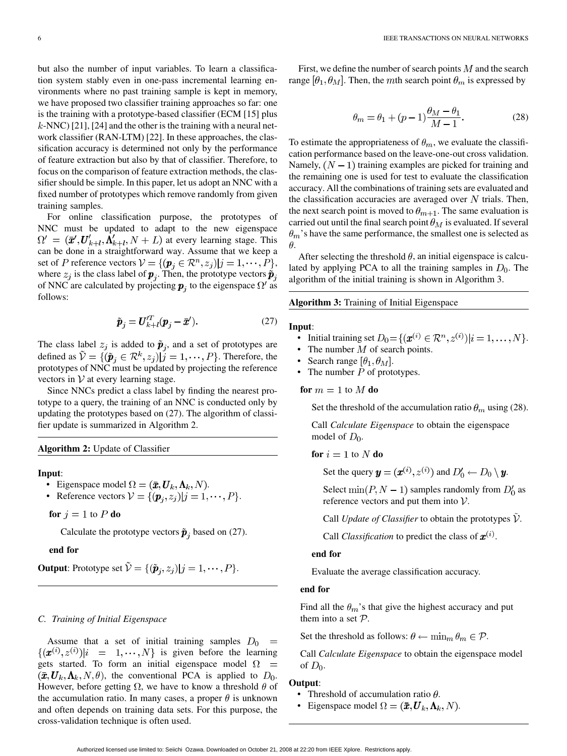but also the number of input variables. To learn a classification system stably even in one-pass incremental learning environments where no past training sample is kept in memory, we have proposed two classifier training approaches so far: one is the training with a prototype-based classifier (ECM [15] plus $k$-NNC) [21], [24] and the other is the training with a neural network classifier (RAN-LTM) [22]. In these approaches, the classification accuracy is determined not only by the performance of feature extraction but also by that of classifier. Therefore, to focus on the comparison of feature extraction methods, the classifier should be simple. In this paper, let us adopt an NNC with a fixed number of prototypes which remove randomly from given training samples.

For online classification purpose, the prototypes of NNC must be updated to adapt to the new eigenspace $\Omega' = (\bar{\boldsymbol{x}}', \boldsymbol{U}'_{k+l}, \boldsymbol{\Lambda}'_{k+l}, N+L)$ at every learning stage. This can be done in a straightforward way. Assume that we keep a set of $P$ reference vectors $\mathcal{V} = \{(\boldsymbol{p}_j \in \mathcal{R}^n, z_j) | j = 1, \cdots, P\}$, where $z_j$ is the class label of $\boldsymbol{p}_j$. Then, the prototype vectors $\tilde{\boldsymbol{p}}_j$ of NNC are calculated by projecting $\boldsymbol{p}_j$ to the eigenspace $\Omega'$ as follows:

$$\tilde{\boldsymbol{p}}_j = \boldsymbol{U}'^T_{k+l}(\boldsymbol{p}_j - \bar{\boldsymbol{x}}'). \tag{27}$$

The class label $z_j$ is added to $\tilde{\boldsymbol{p}}_j$, and a set of prototypes are defined as $\tilde{\mathcal{V}} = \{(\tilde{\boldsymbol{p}}_j \in \mathcal{R}^k, z_j) | j = 1, \cdots, P\}$. Therefore, the prototypes of NNC must be updated by projecting the reference vectors in $\mathcal{V}$ at every learning stage.

Since NNCs predict a class label by finding the nearest prototype to a query, the training of an NNC is conducted only by updating the prototypes based on (27). The algorithm of classifier update is summarized in Algorithm 2.

---

**Algorithm 2:** Update of Classifier

---

**Input**:

- Eigenspace model $\Omega = (\bar{\boldsymbol{x}}, \boldsymbol{U}_k, \boldsymbol{\Lambda}_k, N)$.
- Reference vectors $\mathcal{V} = \{(\boldsymbol{p}_j, z_j) | j = 1, \cdots, P\}$.

**for** $j = 1$ to $P$ **do**

  Calculate the prototype vectors $\tilde{\boldsymbol{p}}_j$ based on (27).

**end for**

**Output**: Prototype set $\tilde{\mathcal{V}} = \{(\tilde{\boldsymbol{p}}_j, z_j) | j = 1, \cdots, P\}$.

---

### C. Training of Initial Eigenspace

Assume that a set of initial training samples $D_0 = \{(\boldsymbol{x}^{(i)}, z^{(i)}) | i = 1, \cdots, N\}$ is given before the learning gets started. To form an initial eigenspace model $\Omega = (\bar{\boldsymbol{x}}, \boldsymbol{U}_k, \boldsymbol{\Lambda}_k, N, \theta)$, the conventional PCA is applied to $D_0$. However, before getting $\Omega$, we have to know a threshold $\theta$ of the accumulation ratio. In many cases, a proper $\theta$ is unknown and often depends on training data sets. For this purpose, the cross-validation technique is often used.

First, we define the number of search points $M$ and the search range $[\theta_1, \theta_M]$. Then, the $m$th search point $\theta_m$ is expressed by

$$\theta_m = \theta_1 + (p-1)\frac{\theta_M - \theta_1}{M-1}. \tag{28}$$

To estimate the appropriateness of $\theta_m$, we evaluate the classification performance based on the leave-one-out cross validation. Namely, $(N-1)$ training examples are picked for training and the remaining one is used for test to evaluate the classification accuracy. All the combinations of training sets are evaluated and the classification accuracies are averaged over $N$ trials. Then, the next search point is moved to $\theta_{m+1}$. The same evaluation is carried out until the final search point $\theta_M$ is evaluated. If several $\theta_m$'s have the same performance, the smallest one is selected as $\theta$.

After selecting the threshold $\theta$, an initial eigenspace is calculated by applying PCA to all the training samples in $D_0$. The algorithm of the initial training is shown in Algorithm 3.

---

**Algorithm 3:** Training of Initial Eigenspace

---

**Input**:

- Initial training set $D_0 = \{(\boldsymbol{x}^{(i)} \in \mathcal{R}^n, z^{(i)}) | i = 1, \ldots, N\}$.
- The number $M$ of search points.
- Search range $[\theta_1, \theta_M]$.
- The number $P$ of prototypes.

**for** $m = 1$ to $M$ **do**

  Set the threshold of the accumulation ratio $\theta_m$ using (28).

  Call *Calculate Eigenspace* to obtain the eigenspace model of $D_0$.

  **for** $i = 1$ to $N$ **do**

    Set the query $\boldsymbol{y} = (\boldsymbol{x}^{(i)}, z^{(i)})$ and $D'_0 \leftarrow D_0 \setminus \boldsymbol{y}$.

    Select $\min(P, N-1)$ samples randomly from $D'_0$ as reference vectors and put them into $\mathcal{V}$.

    Call *Update of Classifier* to obtain the prototypes $\tilde{\mathcal{V}}$.

    Call *Classification* to predict the class of $\boldsymbol{x}^{(i)}$.

  **end for**

  Evaluate the average classification accuracy.

**end for**

Find all the $\theta_m$'s that give the highest accuracy and put them into a set $\mathcal{P}$.

Set the threshold as follows: $\theta \leftarrow \min_m \theta_m \in \mathcal{P}$.

Call *Calculate Eigenspace* to obtain the eigenspace model of $D_0$.

**Output**:

- Threshold of accumulation ratio $\theta$.
- Eigenspace model $\Omega = (\bar{\boldsymbol{x}}, \boldsymbol{U}_k, \boldsymbol{\Lambda}_k, N)$.

---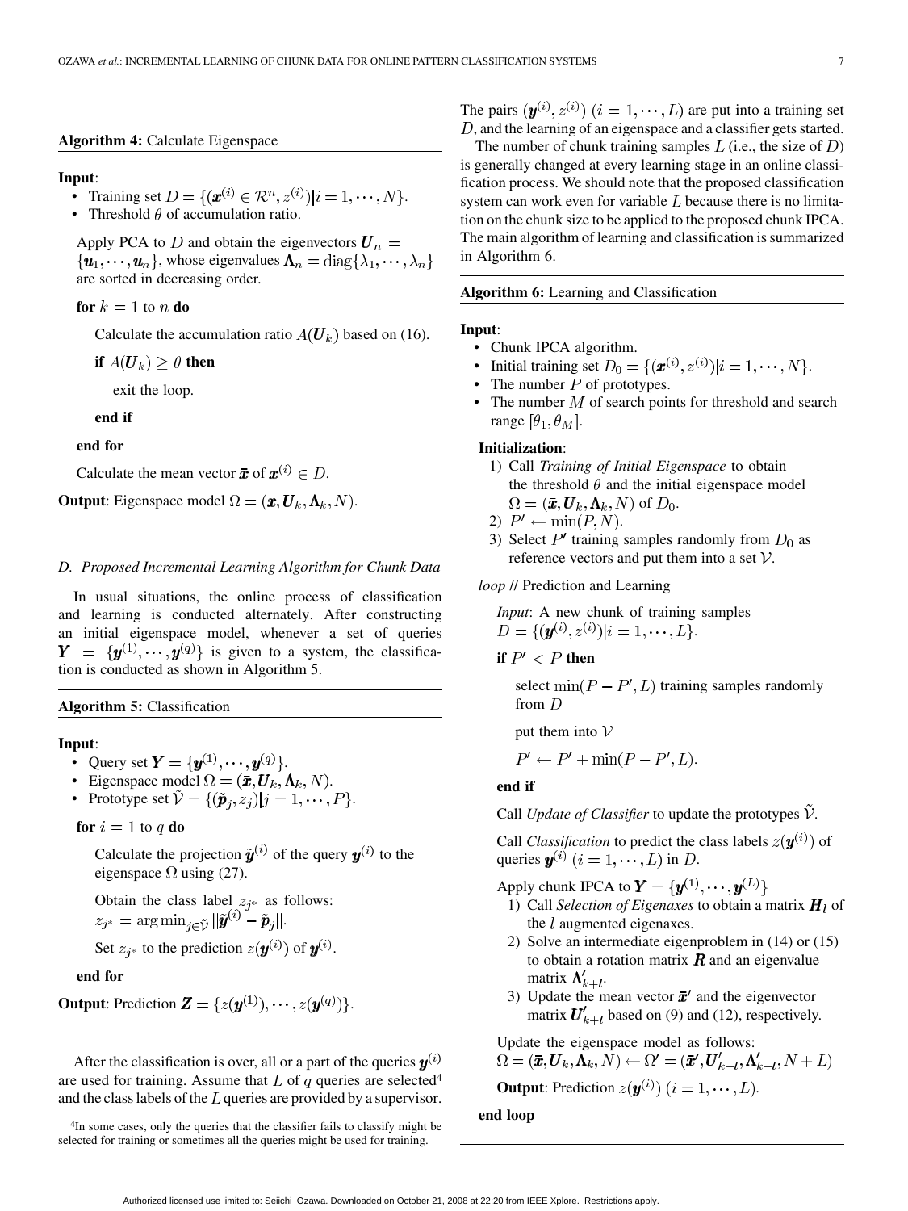**Algorithm 4:** Calculate Eigenspace

**Input**:

- Training set $D = \{(\boldsymbol{x}^{(i)} \in \mathcal{R}^n, z^{(i)}) | i = 1, \cdots, N\}$.
- Threshold $\theta$ of accumulation ratio.

Apply PCA to $D$ and obtain the eigenvectors $\boldsymbol{U}_n = \{\boldsymbol{u}_1, \cdots, \boldsymbol{u}_n\}$, whose eigenvalues $\boldsymbol{\Lambda}_n = \mathrm{diag}\{\lambda_1, \cdots, \lambda_n\}$ are sorted in decreasing order.

**for** $k = 1$ to $n$ **do**

  Calculate the accumulation ratio $A(\boldsymbol{U}_k)$ based on (16).

  **if** $A(\boldsymbol{U}_k) \geq \theta$ **then**

    exit the loop.

  **end if**

**end for**

Calculate the mean vector $\bar{\boldsymbol{x}}$ of $\boldsymbol{x}^{(i)} \in D$.

**Output**: Eigenspace model $\Omega = (\bar{\boldsymbol{x}}, \boldsymbol{U}_k, \boldsymbol{\Lambda}_k, N)$.

### *D. Proposed Incremental Learning Algorithm for Chunk Data*

In usual situations, the online process of classification and learning is conducted alternately. After constructing an initial eigenspace model, whenever a set of queries $\boldsymbol{Y} = \{\boldsymbol{y}^{(1)}, \cdots, \boldsymbol{y}^{(q)}\}$ is given to a system, the classification is conducted as shown in Algorithm 5.

**Algorithm 5:** Classification

**Input**:

- Query set $\boldsymbol{Y} = \{\boldsymbol{y}^{(1)}, \cdots, \boldsymbol{y}^{(q)}\}$.
- Eigenspace model $\Omega = (\bar{\boldsymbol{x}}, \boldsymbol{U}_k, \boldsymbol{\Lambda}_k, N)$.
- Prototype set $\tilde{\mathcal{V}} = \{(\tilde{\boldsymbol{p}}_j, z_j) | j = 1, \cdots, P\}$.

**for** $i = 1$ to $q$ **do**

  Calculate the projection $\tilde{\boldsymbol{y}}^{(i)}$ of the query $\boldsymbol{y}^{(i)}$ to the eigenspace $\Omega$ using (27).

  Obtain the class label $z_{j^*}$ as follows: $z_{j^*} = \arg\min_{j \in \tilde{\mathcal{V}}} ||\tilde{\boldsymbol{y}}^{(i)} - \tilde{\boldsymbol{p}}_j||$.

  Set $z_{j^*}$ to the prediction $z(\boldsymbol{y}^{(i)})$ of $\boldsymbol{y}^{(i)}$.

**end for**

**Output**: Prediction $\boldsymbol{Z} = \{z(\boldsymbol{y}^{(1)}), \cdots, z(\boldsymbol{y}^{(q)})\}$.

After the classification is over, all or a part of the queries $\boldsymbol{y}^{(i)}$ are used for training. Assume that $L$ of $q$ queries are selected[4] and the class labels of the $L$ queries are provided by a supervisor. The pairs $(\boldsymbol{y}^{(i)}, z^{(i)})$ $(i = 1, \cdots, L)$ are put into a training set $D$, and the learning of an eigenspace and a classifier gets started.

The number of chunk training samples $L$ (i.e., the size of $D$) is generally changed at every learning stage in an online classification process. We should note that the proposed classification system can work even for variable $L$ because there is no limitation on the chunk size to be applied to the proposed chunk IPCA. The main algorithm of learning and classification is summarized in Algorithm 6.

[4] In some cases, only the queries that the classifier fails to classify might be selected for training or sometimes all the queries might be used for training.

**Algorithm 6:** Learning and Classification

**Input**:

- Chunk IPCA algorithm.
- Initial training set $D_0 = \{(\boldsymbol{x}^{(i)}, z^{(i)}) | i = 1, \cdots, N\}$.
- The number $P$ of prototypes.
- The number $M$ of search points for threshold and search range $[\theta_1, \theta_M]$.

**Initialization**:

1) Call *Training of Initial Eigenspace* to obtain the threshold $\theta$ and the initial eigenspace model $\Omega = (\bar{\boldsymbol{x}}, \boldsymbol{U}_k, \boldsymbol{\Lambda}_k, N)$ of $D_0$.
2) $P' \leftarrow \min(P, N)$.
3) Select $P'$ training samples randomly from $D_0$ as reference vectors and put them into a set $\mathcal{V}$.

*loop* // Prediction and Learning

  *Input*: A new chunk of training samples $D = \{(\boldsymbol{y}^{(i)}, z^{(i)}) | i = 1, \cdots, L\}$.

  **if** $P' < P$ **then**

    select $\min(P - P', L)$ training samples randomly from $D$

    put them into $\mathcal{V}$

    $P' \leftarrow P' + \min(P - P', L)$.

  **end if**

  Call *Update of Classifier* to update the prototypes $\tilde{\mathcal{V}}$.

  Call *Classification* to predict the class labels $z(\boldsymbol{y}^{(i)})$ of queries $\boldsymbol{y}^{(i)}$ $(i = 1, \cdots, L)$ in $D$.

  Apply chunk IPCA to $\boldsymbol{Y} = \{\boldsymbol{y}^{(1)}, \cdots, \boldsymbol{y}^{(L)}\}$

  1) Call *Selection of Eigenaxes* to obtain a matrix $\boldsymbol{H}_l$ of the $l$ augmented eigenaxes.
  2) Solve an intermediate eigenproblem in (14) or (15) to obtain a rotation matrix $\boldsymbol{R}$ and an eigenvalue matrix $\boldsymbol{\Lambda}'_{k+l}$.
  3) Update the mean vector $\bar{\boldsymbol{x}}'$ and the eigenvector matrix $\boldsymbol{U}'_{k+l}$ based on (9) and (12), respectively.

  Update the eigenspace model as follows: $\Omega = (\bar{\boldsymbol{x}}, \boldsymbol{U}_k, \boldsymbol{\Lambda}_k, N) \leftarrow \Omega' = (\bar{\boldsymbol{x}}', \boldsymbol{U}'_{k+l}, \boldsymbol{\Lambda}'_{k+l}, N + L)$

  **Output**: Prediction $z(\boldsymbol{y}^{(i)})$ $(i = 1, \cdots, L)$.

**end loop**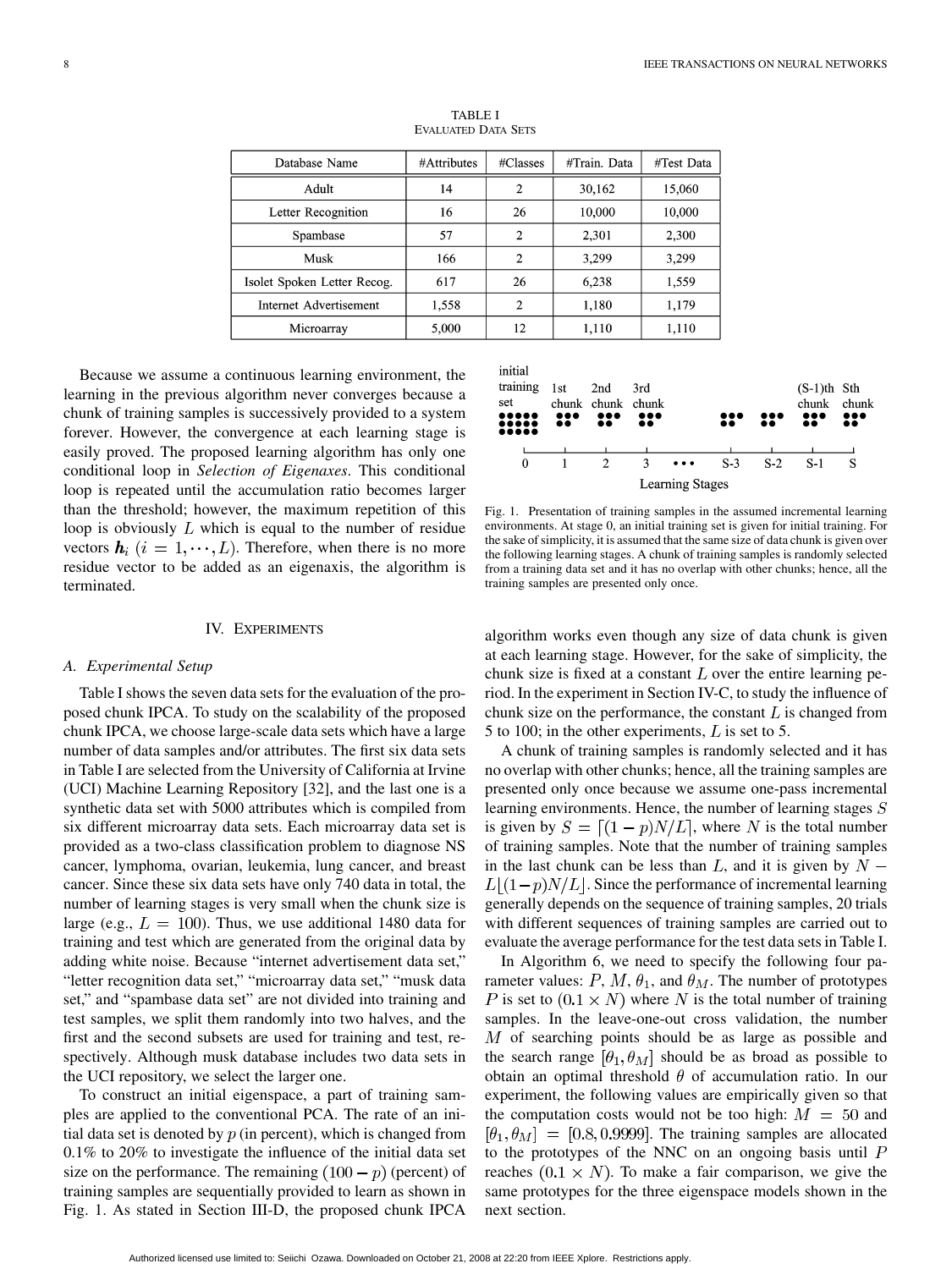TABLE I
EVALUATED DATA SETS

| Database Name | #Attributes | #Classes | #Train. Data | #Test Data |
|---|---|---|---|---|
| Adult | 14 | 2 | 30,162 | 15,060 |
| Letter Recognition | 16 | 26 | 10,000 | 10,000 |
| Spambase | 57 | 2 | 2,301 | 2,300 |
| Musk | 166 | 2 | 3,299 | 3,299 |
| Isolet Spoken Letter Recog. | 617 | 26 | 6,238 | 1,559 |
| Internet Advertisement | 1,558 | 2 | 1,180 | 1,179 |
| Microarray | 5,000 | 12 | 1,110 | 1,110 |

Because we assume a continuous learning environment, the learning in the previous algorithm never converges because a chunk of training samples is successively provided to a system forever. However, the convergence at each learning stage is easily proved. The proposed learning algorithm has only one conditional loop in *Selection of Eigenaxes*. This conditional loop is repeated until the accumulation ratio becomes larger than the threshold; however, the maximum repetition of this loop is obviously $L$ which is equal to the number of residue vectors $\boldsymbol{h}_i$ $(i = 1, \cdots, L)$. Therefore, when there is no more residue vector to be added as an eigenaxis, the algorithm is terminated.

## IV. EXPERIMENTS

### A. Experimental Setup

Table I shows the seven data sets for the evaluation of the proposed chunk IPCA. To study on the scalability of the proposed chunk IPCA, we choose large-scale data sets which have a large number of data samples and/or attributes. The first six data sets in Table I are selected from the University of California at Irvine (UCI) Machine Learning Repository [32], and the last one is a synthetic data set with 5000 attributes which is compiled from six different microarray data sets. Each microarray data set is provided as a two-class classification problem to diagnose NS cancer, lymphoma, ovarian, leukemia, lung cancer, and breast cancer. Since these six data sets have only 740 data in total, the number of learning stages is very small when the chunk size is large (e.g., $L = 100$). Thus, we use additional 1480 data for training and test which are generated from the original data by adding white noise. Because "internet advertisement data set," "letter recognition data set," "microarray data set," "musk data set," and "spambase data set" are not divided into training and test samples, we split them randomly into two halves, and the first and the second subsets are used for training and test, respectively. Although musk database includes two data sets in the UCI repository, we select the larger one.

To construct an initial eigenspace, a part of training samples are applied to the conventional PCA. The rate of an initial data set is denoted by $p$ (in percent), which is changed from 0.1% to 20% to investigate the influence of the initial data set size on the performance. The remaining $(100 - p)$ (percent) of training samples are sequentially provided to learn as shown in Fig. 1. As stated in Section III-D, the proposed chunk IPCA algorithm works even though any size of data chunk is given at each learning stage. However, for the sake of simplicity, the chunk size is fixed at a constant $L$ over the entire learning period. In the experiment in Section IV-C, to study the influence of chunk size on the performance, the constant $L$ is changed from 5 to 100; in the other experiments, $L$ is set to 5.

Fig. 1. Presentation of training samples in the assumed incremental learning environments. At stage 0, an initial training set is given for initial training. For the sake of simplicity, it is assumed that the same size of data chunk is given over the following learning stages. A chunk of training samples is randomly selected from a training data set and it has no overlap with other chunks; hence, all the training samples are presented only once.

A chunk of training samples is randomly selected and it has no overlap with other chunks; hence, all the training samples are presented only once because we assume one-pass incremental learning environments. Hence, the number of learning stages $S$ is given by $S = \lceil (1-p)N/L \rceil$, where $N$ is the total number of training samples. Note that the number of training samples in the last chunk can be less than $L$, and it is given by $N - L\lfloor (1-p)N/L \rfloor$. Since the performance of incremental learning generally depends on the sequence of training samples, 20 trials with different sequences of training samples are carried out to evaluate the average performance for the test data sets in Table I.

In Algorithm 6, we need to specify the following four parameter values: $P$, $M$, $\theta_1$, and $\theta_M$. The number of prototypes $P$ is set to $(0.1 \times N)$ where $N$ is the total number of training samples. In the leave-one-out cross validation, the number $M$ of searching points should be as large as possible and the search range $[\theta_1, \theta_M]$ should be as broad as possible to obtain an optimal threshold $\theta$ of accumulation ratio. In our experiment, the following values are empirically given so that the computation costs would not be too high: $M = 50$ and $[\theta_1, \theta_M] = [0.8, 0.9999]$. The training samples are allocated to the prototypes of the NNC on an ongoing basis until $P$ reaches $(0.1 \times N)$. To make a fair comparison, we give the same prototypes for the three eigenspace models shown in the next section.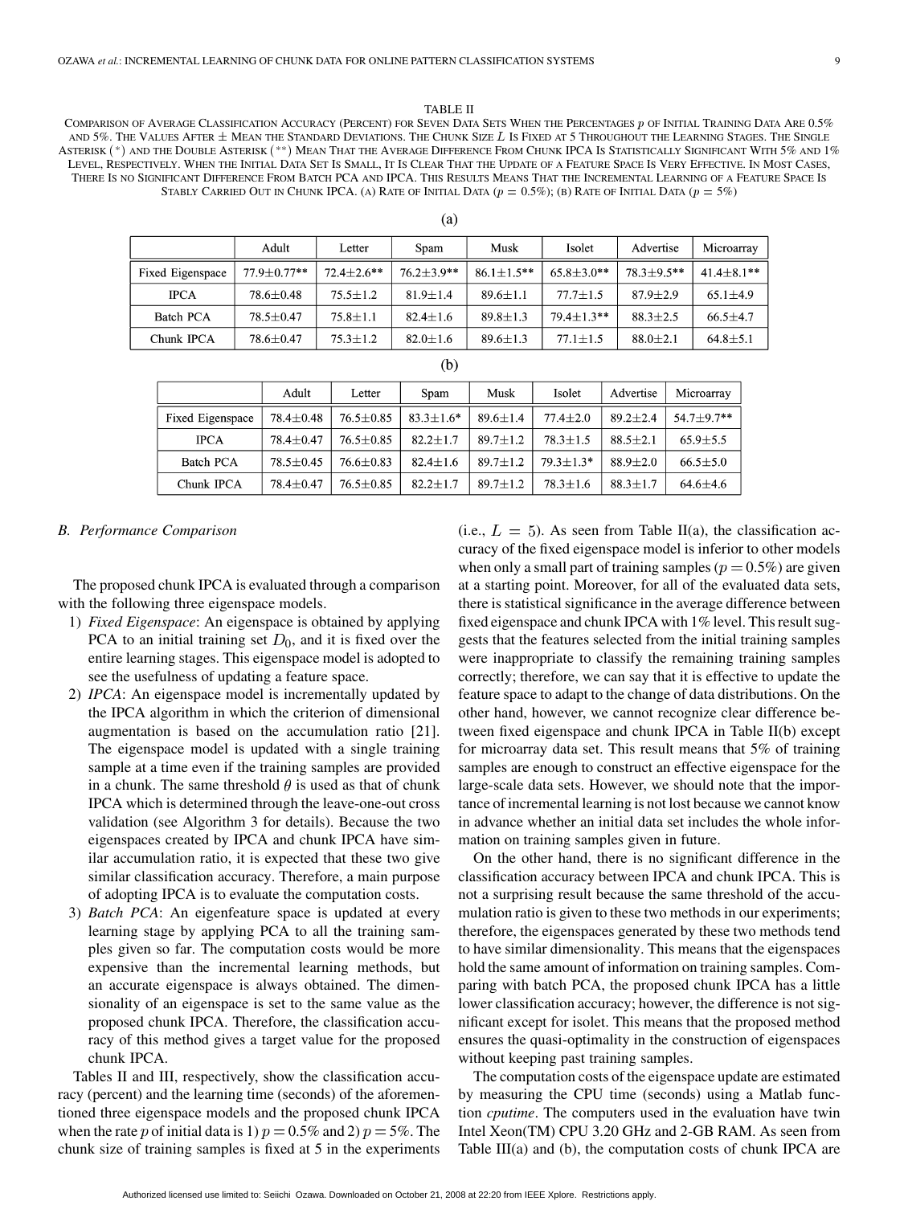TABLE II

COMPARISON OF AVERAGE CLASSIFICATION ACCURACY (PERCENT) FOR SEVEN DATA SETS WHEN THE PERCENTAGES $p$ OF INITIAL TRAINING DATA ARE 0.5% AND 5%. THE VALUES AFTER $\pm$ MEAN THE STANDARD DEVIATIONS. THE CHUNK SIZE $L$ IS FIXED AT 5 THROUGHOUT THE LEARNING STAGES. THE SINGLE ASTERISK (*) AND THE DOUBLE ASTERISK (**) MEAN THAT THE AVERAGE DIFFERENCE FROM CHUNK IPCA IS STATISTICALLY SIGNIFICANT WITH 5% AND 1% LEVEL, RESPECTIVELY. WHEN THE INITIAL DATA SET IS SMALL, IT IS CLEAR THAT THE UPDATE OF A FEATURE SPACE IS VERY EFFECTIVE. IN MOST CASES, THERE IS NO SIGNIFICANT DIFFERENCE FROM BATCH PCA AND IPCA. THIS RESULTS MEANS THAT THE INCREMENTAL LEARNING OF A FEATURE SPACE IS STABLY CARRIED OUT IN CHUNK IPCA. (A) RATE OF INITIAL DATA ($p = 0.5\%$); (B) RATE OF INITIAL DATA ($p = 5\%$)

(a)

| | Adult | Letter | Spam | Musk | Isolet | Advertise | Microarray |
|---|---|---|---|---|---|---|---|
| Fixed Eigenspace | 77.9±0.77** | 72.4±2.6** | 76.2±3.9** | 86.1±1.5** | 65.8±3.0** | 78.3±9.5** | 41.4±8.1** |
| IPCA | 78.6±0.48 | 75.5±1.2 | 81.9±1.4 | 89.6±1.1 | 77.7±1.5 | 87.9±2.9 | 65.1±4.9 |
| Batch PCA | 78.5±0.47 | 75.8±1.1 | 82.4±1.6 | 89.8±1.3 | 79.4±1.3** | 88.3±2.5 | 66.5±4.7 |
| Chunk IPCA | 78.6±0.47 | 75.3±1.2 | 82.0±1.6 | 89.6±1.3 | 77.1±1.5 | 88.0±2.1 | 64.8±5.1 |

(b)

| | Adult | Letter | Spam | Musk | Isolet | Advertise | Microarray |
|---|---|---|---|---|---|---|---|
| Fixed Eigenspace | 78.4±0.48 | 76.5±0.85 | 83.3±1.6* | 89.6±1.4 | 77.4±2.0 | 89.2±2.4 | 54.7±9.7** |
| IPCA | 78.4±0.47 | 76.5±0.85 | 82.2±1.7 | 89.7±1.2 | 78.3±1.5 | 88.5±2.1 | 65.9±5.5 |
| Batch PCA | 78.5±0.45 | 76.6±0.83 | 82.4±1.6 | 89.7±1.2 | 79.3±1.3* | 88.9±2.0 | 66.5±5.0 |
| Chunk IPCA | 78.4±0.47 | 76.5±0.85 | 82.2±1.7 | 89.7±1.2 | 78.3±1.6 | 88.3±1.7 | 64.6±4.6 |

### B. Performance Comparison

The proposed chunk IPCA is evaluated through a comparison with the following three eigenspace models.

1) *Fixed Eigenspace*: An eigenspace is obtained by applying PCA to an initial training set $D_0$, and it is fixed over the entire learning stages. This eigenspace model is adopted to see the usefulness of updating a feature space.
2) *IPCA*: An eigenspace model is incrementally updated by the IPCA algorithm in which the criterion of dimensional augmentation is based on the accumulation ratio [21]. The eigenspace model is updated with a single training sample at a time even if the training samples are provided in a chunk. The same threshold $\theta$ is used as that of chunk IPCA which is determined through the leave-one-out cross validation (see Algorithm 3 for details). Because the two eigenspaces created by IPCA and chunk IPCA have similar accumulation ratio, it is expected that these two give similar classification accuracy. Therefore, a main purpose of adopting IPCA is to evaluate the computation costs.
3) *Batch PCA*: An eigenfeature space is updated at every learning stage by applying PCA to all the training samples given so far. The computation costs would be more expensive than the incremental learning methods, but an accurate eigenspace is always obtained. The dimensionality of an eigenspace is set to the same value as the proposed chunk IPCA. Therefore, the classification accuracy of this method gives a target value for the proposed chunk IPCA.

Tables II and III, respectively, show the classification accuracy (percent) and the learning time (seconds) of the aforementioned three eigenspace models and the proposed chunk IPCA when the rate $p$ of initial data is 1) $p = 0.5\%$ and 2) $p = 5\%$. The chunk size of training samples is fixed at 5 in the experiments (i.e., $L = 5$). As seen from Table II(a), the classification accuracy of the fixed eigenspace model is inferior to other models when only a small part of training samples ($p = 0.5\%$) are given at a starting point. Moreover, for all of the evaluated data sets, there is statistical significance in the average difference between fixed eigenspace and chunk IPCA with 1% level. This result suggests that the features selected from the initial training samples were inappropriate to classify the remaining training samples correctly; therefore, we can say that it is effective to update the feature space to adapt to the change of data distributions. On the other hand, however, we cannot recognize clear difference between fixed eigenspace and chunk IPCA in Table II(b) except for microarray data set. This result means that 5% of training samples are enough to construct an effective eigenspace for the large-scale data sets. However, we should note that the importance of incremental learning is not lost because we cannot know in advance whether an initial data set includes the whole information on training samples given in future.

On the other hand, there is no significant difference in the classification accuracy between IPCA and chunk IPCA. This is not a surprising result because the same threshold of the accumulation ratio is given to these two methods in our experiments; therefore, the eigenspaces generated by these two methods tend to have similar dimensionality. This means that the eigenspaces hold the same amount of information on training samples. Comparing with batch PCA, the proposed chunk IPCA has a little lower classification accuracy; however, the difference is not significant except for isolet. This means that the proposed method ensures the quasi-optimality in the construction of eigenspaces without keeping past training samples.

The computation costs of the eigenspace update are estimated by measuring the CPU time (seconds) using a Matlab function *cputime*. The computers used in the evaluation have twin Intel Xeon(TM) CPU 3.20 GHz and 2-GB RAM. As seen from Table III(a) and (b), the computation costs of chunk IPCA are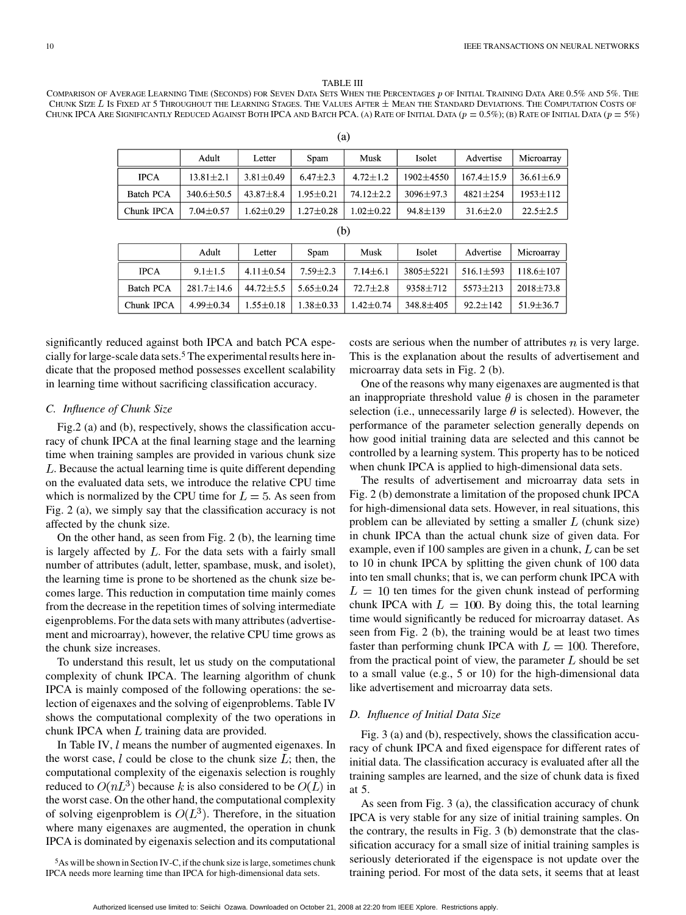TABLE III

COMPARISON OF AVERAGE LEARNING TIME (SECONDS) FOR SEVEN DATA SETS WHEN THE PERCENTAGES $p$ OF INITIAL TRAINING DATA ARE 0.5% AND 5%. THE CHUNK SIZE $L$ IS FIXED AT 5 THROUGHOUT THE LEARNING STAGES. THE VALUES AFTER ± MEAN THE STANDARD DEVIATIONS. THE COMPUTATION COSTS OF CHUNK IPCA ARE SIGNIFICANTLY REDUCED AGAINST BOTH IPCA AND BATCH PCA. (A) RATE OF INITIAL DATA ($p = 0.5\%$); (B) RATE OF INITIAL DATA ($p = 5\%$)

(a)

| | Adult | Letter | Spam | Musk | Isolet | Advertise | Microarray |
|---|---|---|---|---|---|---|---|
| IPCA | 13.81±2.1 | 3.81±0.49 | 6.47±2.3 | 4.72±1.2 | 1902±4550 | 167.4±15.9 | 36.61±6.9 |
| Batch PCA | 340.6±50.5 | 43.87±8.4 | 1.95±0.21 | 74.12±2.2 | 3096±97.3 | 4821±254 | 1953±112 |
| Chunk IPCA | 7.04±0.57 | 1.62±0.29 | 1.27±0.28 | 1.02±0.22 | 94.8±139 | 31.6±2.0 | 22.5±2.5 |

(b)

| | Adult | Letter | Spam | Musk | Isolet | Advertise | Microarray |
|---|---|---|---|---|---|---|---|
| IPCA | 9.1±1.5 | 4.11±0.54 | 7.59±2.3 | 7.14±6.1 | 3805±5221 | 516.1±593 | 118.6±107 |
| Batch PCA | 281.7±14.6 | 44.72±5.5 | 5.65±0.24 | 72.7±2.8 | 9358±712 | 5573±213 | 2018±73.8 |
| Chunk IPCA | 4.99±0.34 | 1.55±0.18 | 1.38±0.33 | 1.42±0.74 | 348.8±405 | 92.2±142 | 51.9±36.7 |

significantly reduced against both IPCA and batch PCA especially for large-scale data sets.[5] The experimental results here indicate that the proposed method possesses excellent scalability in learning time without sacrificing classification accuracy.

### C. Influence of Chunk Size

Fig.2 (a) and (b), respectively, shows the classification accuracy of chunk IPCA at the final learning stage and the learning time when training samples are provided in various chunk size $L$. Because the actual learning time is quite different depending on the evaluated data sets, we introduce the relative CPU time which is normalized by the CPU time for $L = 5$. As seen from Fig. 2 (a), we simply say that the classification accuracy is not affected by the chunk size.

On the other hand, as seen from Fig. 2 (b), the learning time is largely affected by $L$. For the data sets with a fairly small number of attributes (adult, letter, spambase, musk, and isolet), the learning time is prone to be shortened as the chunk size becomes large. This reduction in computation time mainly comes from the decrease in the repetition times of solving intermediate eigenproblems. For the data sets with many attributes (advertisement and microarray), however, the relative CPU time grows as the chunk size increases.

To understand this result, let us study on the computational complexity of chunk IPCA. The learning algorithm of chunk IPCA is mainly composed of the following operations: the selection of eigenaxes and the solving of eigenproblems. Table IV shows the computational complexity of the two operations in chunk IPCA when $L$ training data are provided.

In Table IV, $l$ means the number of augmented eigenaxes. In the worst case, $l$ could be close to the chunk size $L$; then, the computational complexity of the eigenaxis selection is roughly reduced to $O(nL^3)$ because $k$ is also considered to be $O(L)$ in the worst case. On the other hand, the computational complexity of solving eigenproblem is $O(L^3)$. Therefore, in the situation where many eigenaxes are augmented, the operation in chunk IPCA is dominated by eigenaxis selection and its computational costs are serious when the number of attributes $n$ is very large. This is the explanation about the results of advertisement and microarray data sets in Fig. 2 (b).

One of the reasons why many eigenaxes are augmented is that an inappropriate threshold value $\theta$ is chosen in the parameter selection (i.e., unnecessarily large $\theta$ is selected). However, the performance of the parameter selection generally depends on how good initial training data are selected and this cannot be controlled by a learning system. This property has to be noticed when chunk IPCA is applied to high-dimensional data sets.

The results of advertisement and microarray data sets in Fig. 2 (b) demonstrate a limitation of the proposed chunk IPCA for high-dimensional data sets. However, in real situations, this problem can be alleviated by setting a smaller $L$ (chunk size) in chunk IPCA than the actual chunk size of given data. For example, even if 100 samples are given in a chunk, $L$ can be set to 10 in chunk IPCA by splitting the given chunk of 100 data into ten small chunks; that is, we can perform chunk IPCA with $L = 10$ ten times for the given chunk instead of performing chunk IPCA with $L = 100$. By doing this, the total learning time would significantly be reduced for microarray dataset. As seen from Fig. 2 (b), the training would be at least two times faster than performing chunk IPCA with $L = 100$. Therefore, from the practical point of view, the parameter $L$ should be set to a small value (e.g., 5 or 10) for the high-dimensional data like advertisement and microarray data sets.

### D. Influence of Initial Data Size

Fig. 3 (a) and (b), respectively, shows the classification accuracy of chunk IPCA and fixed eigenspace for different rates of initial data. The classification accuracy is evaluated after all the training samples are learned, and the size of chunk data is fixed at 5.

As seen from Fig. 3 (a), the classification accuracy of chunk IPCA is very stable for any size of initial training samples. On the contrary, the results in Fig. 3 (b) demonstrate that the classification accuracy for a small size of initial training samples is seriously deteriorated if the eigenspace is not update over the training period. For most of the data sets, it seems that at least

[5] As will be shown in Section IV-C, if the chunk size is large, sometimes chunk IPCA needs more learning time than IPCA for high-dimensional data sets.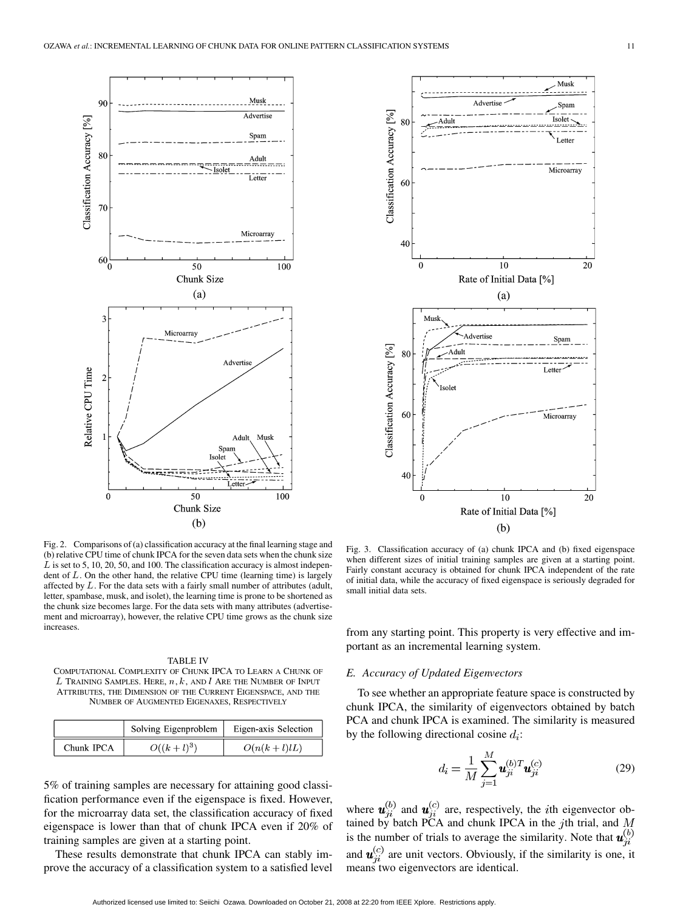Fig. 2. Comparisons of (a) classification accuracy at the final learning stage and (b) relative CPU time of chunk IPCA for the seven data sets when the chunk size $L$ is set to 5, 10, 20, 50, and 100. The classification accuracy is almost independent of $L$. On the other hand, the relative CPU time (learning time) is largely affected by $L$. For the data sets with a fairly small number of attributes (adult, letter, spambase, musk, and isolet), the learning time is prone to be shortened as the chunk size becomes large. For the data sets with many attributes (advertisement and microarray), however, the relative CPU time grows as the chunk size increases.

Fig. 3. Classification accuracy of (a) chunk IPCA and (b) fixed eigenspace when different sizes of initial training samples are given at a starting point. Fairly constant accuracy is obtained for chunk IPCA independent of the rate of initial data, while the accuracy of fixed eigenspace is seriously degraded for small initial data sets.

TABLE IV
COMPUTATIONAL COMPLEXITY OF CHUNK IPCA TO LEARN A CHUNK OF $L$ TRAINING SAMPLES. HERE, $n, k$, AND $l$ ARE THE NUMBER OF INPUT ATTRIBUTES, THE DIMENSION OF THE CURRENT EIGENSPACE, AND THE NUMBER OF AUGMENTED EIGENAXES, RESPECTIVELY

| | Solving Eigenproblem | Eigen-axis Selection |
|---|---|---|
| Chunk IPCA | $O((k+l)^3)$ | $O(n(k+l)lL)$ |

5% of training samples are necessary for attaining good classification performance even if the eigenspace is fixed. However, for the microarray data set, the classification accuracy of fixed eigenspace is lower than that of chunk IPCA even if 20% of training samples are given at a starting point.

These results demonstrate that chunk IPCA can stably improve the accuracy of a classification system to a satisfied level from any starting point. This property is very effective and important as an incremental learning system.

### *E. Accuracy of Updated Eigenvectors*

To see whether an appropriate feature space is constructed by chunk IPCA, the similarity of eigenvectors obtained by batch PCA and chunk IPCA is examined. The similarity is measured by the following directional cosine $d_i$:

$$d_i = \frac{1}{M} \sum_{j=1}^{M} \boldsymbol{u}_{ji}^{(b)T} \boldsymbol{u}_{ji}^{(c)} \tag{29}$$

where $\boldsymbol{u}_{ji}^{(b)}$ and $\boldsymbol{u}_{ji}^{(c)}$ are, respectively, the $i$th eigenvector obtained by batch PCA and chunk IPCA in the $j$th trial, and $M$ is the number of trials to average the similarity. Note that $\boldsymbol{u}_{ji}^{(b)}$ and $\boldsymbol{u}_{ji}^{(c)}$ are unit vectors. Obviously, if the similarity is one, it means two eigenvectors are identical.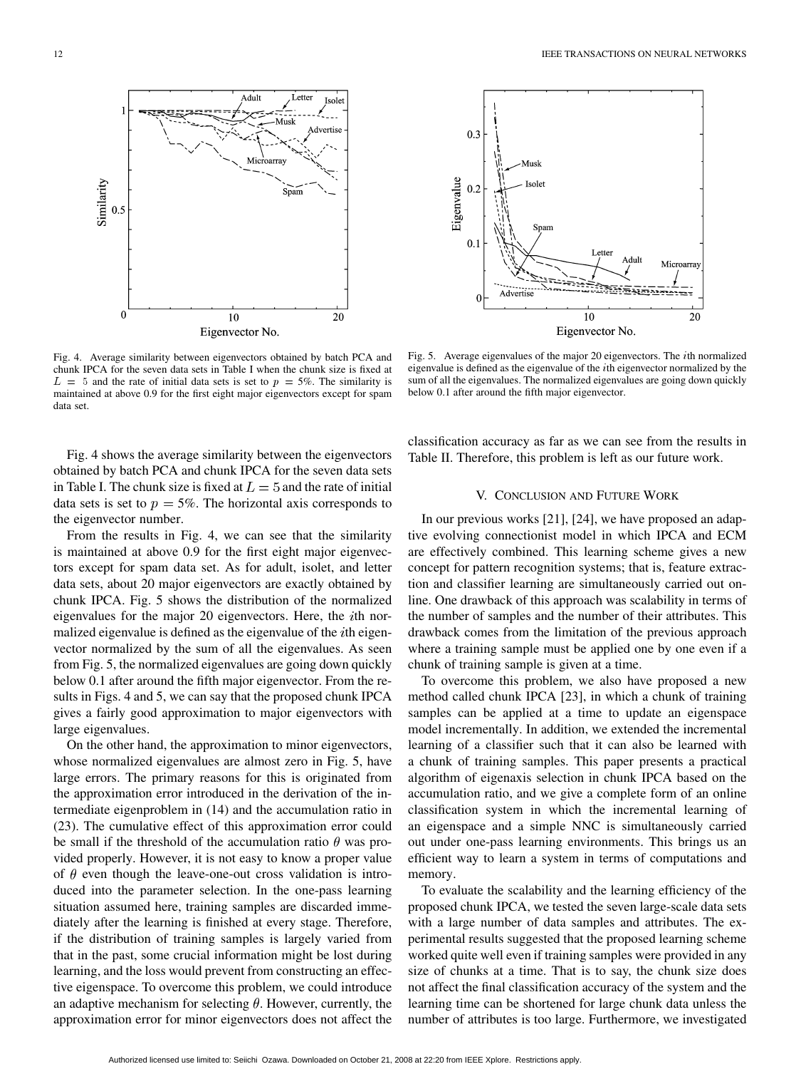Adult Letter Isolet

Musk

Advertise

Microarray

Spam

Similarity

1

0.5

0

10

20

Eigenvector No.

Fig. 4. Average similarity between eigenvectors obtained by batch PCA and chunk IPCA for the seven data sets in Table I when the chunk size is fixed at $L = 5$ and the rate of initial data sets is set to $p = 5\%$. The similarity is maintained at above 0.9 for the first eight major eigenvectors except for spam data set.

Musk

Isolet

Spam

Letter

Adult

Microarray

Advertise

Eigenvalue

0.3

0.2

0.1

0

10

20

Eigenvector No.

Fig. 5. Average eigenvalues of the major 20 eigenvectors. The $i$th normalized eigenvalue is defined as the eigenvalue of the $i$th eigenvector normalized by the sum of all the eigenvalues. The normalized eigenvalues are going down quickly below 0.1 after around the fifth major eigenvector.

Fig. 4 shows the average similarity between the eigenvectors obtained by batch PCA and chunk IPCA for the seven data sets in Table I. The chunk size is fixed at $L = 5$ and the rate of initial data sets is set to $p = 5\%$. The horizontal axis corresponds to the eigenvector number.

From the results in Fig. 4, we can see that the similarity is maintained at above 0.9 for the first eight major eigenvectors except for spam data set. As for adult, isolet, and letter data sets, about 20 major eigenvectors are exactly obtained by chunk IPCA. Fig. 5 shows the distribution of the normalized eigenvalues for the major 20 eigenvectors. Here, the $i$th normalized eigenvalue is defined as the eigenvalue of the $i$th eigenvector normalized by the sum of all the eigenvalues. As seen from Fig. 5, the normalized eigenvalues are going down quickly below 0.1 after around the fifth major eigenvector. From the results in Figs. 4 and 5, we can say that the proposed chunk IPCA gives a fairly good approximation to major eigenvectors with large eigenvalues.

On the other hand, the approximation to minor eigenvectors, whose normalized eigenvalues are almost zero in Fig. 5, have large errors. The primary reasons for this is originated from the approximation error introduced in the derivation of the intermediate eigenproblem in (14) and the accumulation ratio in (23). The cumulative effect of this approximation error could be small if the threshold of the accumulation ratio $\theta$ was provided properly. However, it is not easy to know a proper value of $\theta$ even though the leave-one-out cross validation is introduced into the parameter selection. In the one-pass learning situation assumed here, training samples are discarded immediately after the learning is finished at every stage. Therefore, if the distribution of training samples is largely varied from that in the past, some crucial information might be lost during learning, and the loss would prevent from constructing an effective eigenspace. To overcome this problem, we could introduce an adaptive mechanism for selecting $\theta$. However, currently, the approximation error for minor eigenvectors does not affect the classification accuracy as far as we can see from the results in Table II. Therefore, this problem is left as our future work.

## V. Conclusion and Future Work

In our previous works [21], [24], we have proposed an adaptive evolving connectionist model in which IPCA and ECM are effectively combined. This learning scheme gives a new concept for pattern recognition systems; that is, feature extraction and classifier learning are simultaneously carried out online. One drawback of this approach was scalability in terms of the number of samples and the number of their attributes. This drawback comes from the limitation of the previous approach where a training sample must be applied one by one even if a chunk of training sample is given at a time.

To overcome this problem, we also have proposed a new method called chunk IPCA [23], in which a chunk of training samples can be applied at a time to update an eigenspace model incrementally. In addition, we extended the incremental learning of a classifier such that it can also be learned with a chunk of training samples. This paper presents a practical algorithm of eigenaxis selection in chunk IPCA based on the accumulation ratio, and we give a complete form of an online classification system in which the incremental learning of an eigenspace and a simple NNC is simultaneously carried out under one-pass learning environments. This brings us an efficient way to learn a system in terms of computations and memory.

To evaluate the scalability and the learning efficiency of the proposed chunk IPCA, we tested the seven large-scale data sets with a large number of data samples and attributes. The experimental results suggested that the proposed learning scheme worked quite well even if training samples were provided in any size of chunks at a time. That is to say, the chunk size does not affect the final classification accuracy of the system and the learning time can be shortened for large chunk data unless the number of attributes is too large. Furthermore, we investigated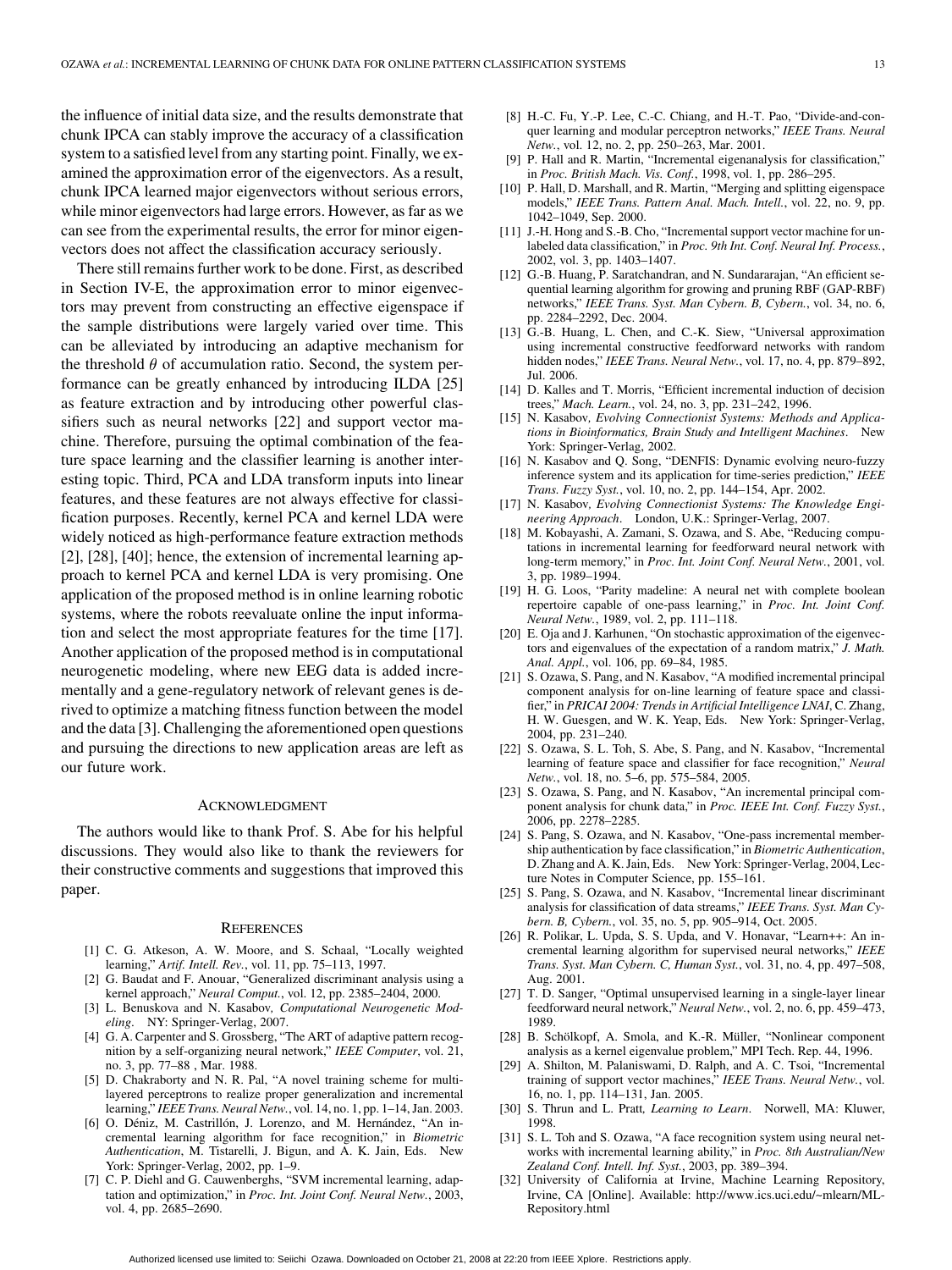the influence of initial data size, and the results demonstrate that chunk IPCA can stably improve the accuracy of a classification system to a satisfied level from any starting point. Finally, we examined the approximation error of the eigenvectors. As a result, chunk IPCA learned major eigenvectors without serious errors, while minor eigenvectors had large errors. However, as far as we can see from the experimental results, the error for minor eigenvectors does not affect the classification accuracy seriously.

There still remains further work to be done. First, as described in Section IV-E, the approximation error to minor eigenvectors may prevent from constructing an effective eigenspace if the sample distributions were largely varied over time. This can be alleviated by introducing an adaptive mechanism for the threshold $\theta$ of accumulation ratio. Second, the system performance can be greatly enhanced by introducing ILDA [25] as feature extraction and by introducing other powerful classifiers such as neural networks [22] and support vector machine. Therefore, pursuing the optimal combination of the feature space learning and the classifier learning is another interesting topic. Third, PCA and LDA transform inputs into linear features, and these features are not always effective for classification purposes. Recently, kernel PCA and kernel LDA were widely noticed as high-performance feature extraction methods [2], [28], [40]; hence, the extension of incremental learning approach to kernel PCA and kernel LDA is very promising. One application of the proposed method is in online learning robotic systems, where the robots reevaluate online the input information and select the most appropriate features for the time [17]. Another application of the proposed method is in computational neurogenetic modeling, where new EEG data is added incrementally and a gene-regulatory network of relevant genes is derived to optimize a matching fitness function between the model and the data [3]. Challenging the aforementioned open questions and pursuing the directions to new application areas are left as our future work.

## Acknowledgment

The authors would like to thank Prof. S. Abe for his helpful discussions. They would also like to thank the reviewers for their constructive comments and suggestions that improved this paper.

## References

[1] C. G. Atkeson, A. W. Moore, and S. Schaal, "Locally weighted learning," *Artif. Intell. Rev.*, vol. 11, pp. 75–113, 1997.

[2] G. Baudat and F. Anouar, "Generalized discriminant analysis using a kernel approach," *Neural Comput.*, vol. 12, pp. 2385–2404, 2000.

[3] L. Benuskova and N. Kasabov, *Computational Neurogenetic Modeling*. NY: Springer-Verlag, 2007.

[4] G. A. Carpenter and S. Grossberg, "The ART of adaptive pattern recognition by a self-organizing neural network," *IEEE Computer*, vol. 21, no. 3, pp. 77–88 , Mar. 1988.

[5] D. Chakraborty and N. R. Pal, "A novel training scheme for multilayered perceptrons to realize proper generalization and incremental learning," *IEEE Trans. Neural Netw.*, vol. 14, no. 1, pp. 1–14, Jan. 2003.

[6] O. Déniz, M. Castrillón, J. Lorenzo, and M. Hernández, "An incremental learning algorithm for face recognition," in *Biometric Authentication*, M. Tistarelli, J. Bigun, and A. K. Jain, Eds. New York: Springer-Verlag, 2002, pp. 1–9.

[7] C. P. Diehl and G. Cauwenberghs, "SVM incremental learning, adaptation and optimization," in *Proc. Int. Joint Conf. Neural Netw.*, 2003, vol. 4, pp. 2685–2690.

[8] H.-C. Fu, Y.-P. Lee, C.-C. Chiang, and H.-T. Pao, "Divide-and-conquer learning and modular perceptron networks," *IEEE Trans. Neural Netw.*, vol. 12, no. 2, pp. 250–263, Mar. 2001.

[9] P. Hall and R. Martin, "Incremental eigenanalysis for classification," in *Proc. British Mach. Vis. Conf.*, 1998, vol. 1, pp. 286–295.

[10] P. Hall, D. Marshall, and R. Martin, "Merging and splitting eigenspace models," *IEEE Trans. Pattern Anal. Mach. Intell.*, vol. 22, no. 9, pp. 1042–1049, Sep. 2000.

[11] J.-H. Hong and S.-B. Cho, "Incremental support vector machine for unlabeled data classification," in *Proc. 9th Int. Conf. Neural Inf. Process.*, 2002, vol. 3, pp. 1403–1407.

[12] G.-B. Huang, P. Saratchandran, and N. Sundararajan, "An efficient sequential learning algorithm for growing and pruning RBF (GAP-RBF) networks," *IEEE Trans. Syst. Man Cybern. B, Cybern.*, vol. 34, no. 6, pp. 2284–2292, Dec. 2004.

[13] G.-B. Huang, L. Chen, and C.-K. Siew, "Universal approximation using incremental constructive feedforward networks with random hidden nodes," *IEEE Trans. Neural Netw.*, vol. 17, no. 4, pp. 879–892, Jul. 2006.

[14] D. Kalles and T. Morris, "Efficient incremental induction of decision trees," *Mach. Learn.*, vol. 24, no. 3, pp. 231–242, 1996.

[15] N. Kasabov, *Evolving Connectionist Systems: Methods and Applications in Bioinformatics, Brain Study and Intelligent Machines*. New York: Springer-Verlag, 2002.

[16] N. Kasabov and Q. Song, "DENFIS: Dynamic evolving neuro-fuzzy inference system and its application for time-series prediction," *IEEE Trans. Fuzzy Syst.*, vol. 10, no. 2, pp. 144–154, Apr. 2002.

[17] N. Kasabov, *Evolving Connectionist Systems: The Knowledge Engineering Approach*. London, U.K.: Springer-Verlag, 2007.

[18] M. Kobayashi, A. Zamani, S. Ozawa, and S. Abe, "Reducing computations in incremental learning for feedforward neural network with long-term memory," in *Proc. Int. Joint Conf. Neural Netw.*, 2001, vol. 3, pp. 1989–1994.

[19] H. G. Loos, "Parity madeline: A neural net with complete boolean repertoire capable of one-pass learning," in *Proc. Int. Joint Conf. Neural Netw.*, 1989, vol. 2, pp. 111–118.

[20] E. Oja and J. Karhunen, "On stochastic approximation of the eigenvectors and eigenvalues of the expectation of a random matrix," *J. Math. Anal. Appl.*, vol. 106, pp. 69–84, 1985.

[21] S. Ozawa, S. Pang, and N. Kasabov, "A modified incremental principal component analysis for on-line learning of feature space and classifier," in *PRICAI 2004: Trends in Artificial Intelligence LNAI*, C. Zhang, H. W. Guesgen, and W. K. Yeap, Eds. New York: Springer-Verlag, 2004, pp. 231–240.

[22] S. Ozawa, S. L. Toh, S. Abe, S. Pang, and N. Kasabov, "Incremental learning of feature space and classifier for face recognition," *Neural Netw.*, vol. 18, no. 5–6, pp. 575–584, 2005.

[23] S. Ozawa, S. Pang, and N. Kasabov, "An incremental principal component analysis for chunk data," in *Proc. IEEE Int. Conf. Fuzzy Syst.*, 2006, pp. 2278–2285.

[24] S. Pang, S. Ozawa, and N. Kasabov, "One-pass incremental membership authentication by face classification," in *Biometric Authentication*, D. Zhang and A. K. Jain, Eds. New York: Springer-Verlag, 2004, Lecture Notes in Computer Science, pp. 155–161.

[25] S. Pang, S. Ozawa, and N. Kasabov, "Incremental linear discriminant analysis for classification of data streams," *IEEE Trans. Syst. Man Cybern. B, Cybern.*, vol. 35, no. 5, pp. 905–914, Oct. 2005.

[26] R. Polikar, L. Upda, S. S. Upda, and V. Honavar, "Learn++: An incremental learning algorithm for supervised neural networks," *IEEE Trans. Syst. Man Cybern. C, Human Syst.*, vol. 31, no. 4, pp. 497–508, Aug. 2001.

[27] T. D. Sanger, "Optimal unsupervised learning in a single-layer linear feedforward neural network," *Neural Netw.*, vol. 2, no. 6, pp. 459–473, 1989.

[28] B. Schölkopf, A. Smola, and K.-R. Müller, "Nonlinear component analysis as a kernel eigenvalue problem," MPI Tech. Rep. 44, 1996.

[29] A. Shilton, M. Palaniswami, D. Ralph, and A. C. Tsoi, "Incremental training of support vector machines," *IEEE Trans. Neural Netw.*, vol. 16, no. 1, pp. 114–131, Jan. 2005.

[30] S. Thrun and L. Pratt, *Learning to Learn*. Norwell, MA: Kluwer, 1998.

[31] S. L. Toh and S. Ozawa, "A face recognition system using neural networks with incremental learning ability," in *Proc. 8th Australian/New Zealand Conf. Intell. Inf. Syst.*, 2003, pp. 389–394.

[32] University of California at Irvine, Machine Learning Repository, Irvine, CA [Online]. Available: http://www.ics.uci.edu/~mlearn/ML-Repository.html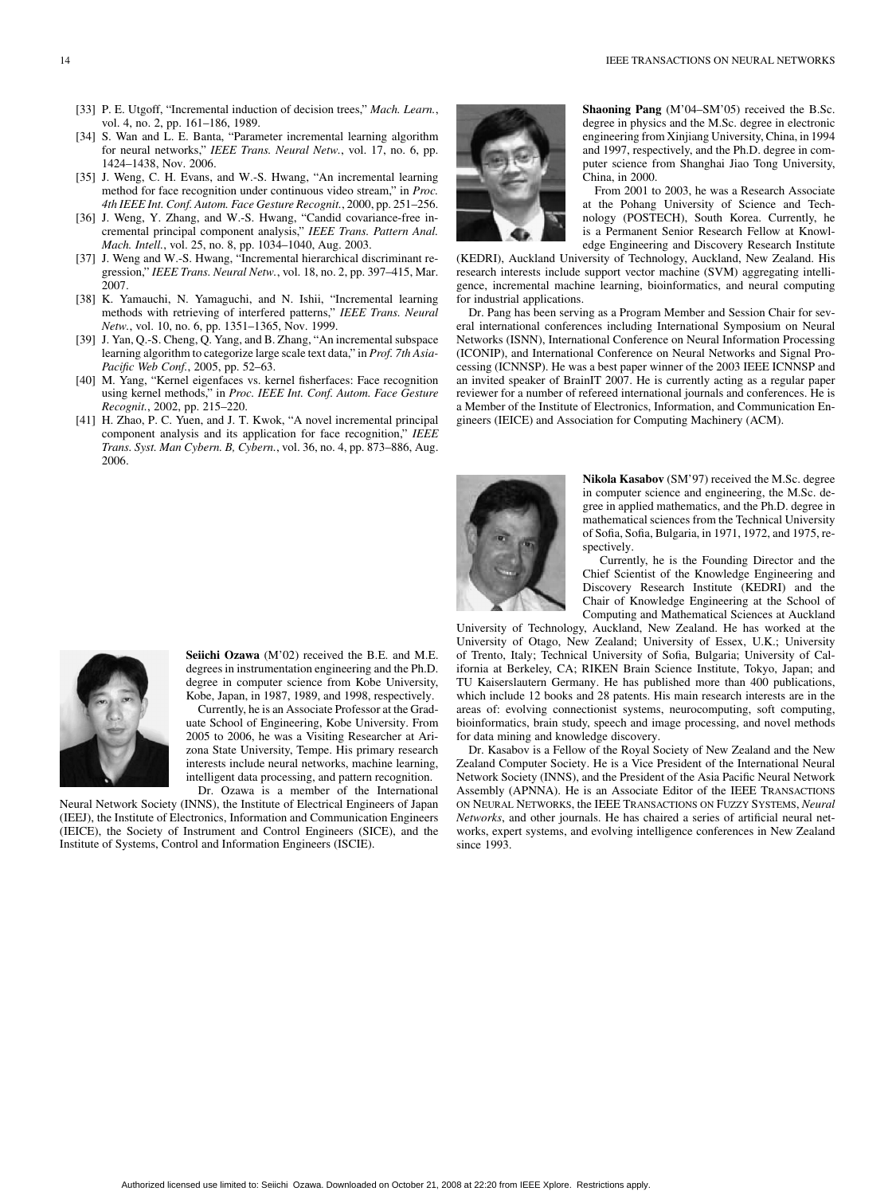[33] P. E. Utgoff, "Incremental induction of decision trees," *Mach. Learn.*, vol. 4, no. 2, pp. 161–186, 1989.

[34] S. Wan and L. E. Banta, "Parameter incremental learning algorithm for neural networks," *IEEE Trans. Neural Netw.*, vol. 17, no. 6, pp. 1424–1438, Nov. 2006.

[35] J. Weng, C. H. Evans, and W.-S. Hwang, "An incremental learning method for face recognition under continuous video stream," in *Proc. 4th IEEE Int. Conf. Autom. Face Gesture Recognit.*, 2000, pp. 251–256.

[36] J. Weng, Y. Zhang, and W.-S. Hwang, "Candid covariance-free incremental principal component analysis," *IEEE Trans. Pattern Anal. Mach. Intell.*, vol. 25, no. 8, pp. 1034–1040, Aug. 2003.

[37] J. Weng and W.-S. Hwang, "Incremental hierarchical discriminant regression," *IEEE Trans. Neural Netw.*, vol. 18, no. 2, pp. 397–415, Mar. 2007.

[38] K. Yamauchi, N. Yamaguchi, and N. Ishii, "Incremental learning methods with retrieving of interfered patterns," *IEEE Trans. Neural Netw.*, vol. 10, no. 6, pp. 1351–1365, Nov. 1999.

[39] J. Yan, Q.-S. Cheng, Q. Yang, and B. Zhang, "An incremental subspace learning algorithm to categorize large scale text data," in *Prof. 7th Asia-Pacific Web Conf.*, 2005, pp. 52–63.

[40] M. Yang, "Kernel eigenfaces vs. kernel fisherfaces: Face recognition using kernel methods," in *Proc. IEEE Int. Conf. Autom. Face Gesture Recognit.*, 2002, pp. 215–220.

[41] H. Zhao, P. C. Yuen, and J. T. Kwok, "A novel incremental principal component analysis and its application for face recognition," *IEEE Trans. Syst. Man Cybern. B, Cybern.*, vol. 36, no. 4, pp. 873–886, Aug. 2006.

**Seiichi Ozawa** (M'02) received the B.E. and M.E. degrees in instrumentation engineering and the Ph.D. degree in computer science from Kobe University, Kobe, Japan, in 1987, 1989, and 1998, respectively.

Currently, he is an Associate Professor at the Graduate School of Engineering, Kobe University. From 2005 to 2006, he was a Visiting Researcher at Arizona State University, Tempe. His primary research interests include neural networks, machine learning, intelligent data processing, and pattern recognition.

Dr. Ozawa is a member of the International Neural Network Society (INNS), the Institute of Electrical Engineers of Japan (IEEJ), the Institute of Electronics, Information and Communication Engineers (IEICE), the Society of Instrument and Control Engineers (SICE), and the Institute of Systems, Control and Information Engineers (ISCIE).

**Shaoning Pang** (M'04–SM'05) received the B.Sc. degree in physics and the M.Sc. degree in electronic engineering from Xinjiang University, China, in 1994 and 1997, respectively, and the Ph.D. degree in computer science from Shanghai Jiao Tong University, China, in 2000.

From 2001 to 2003, he was a Research Associate at the Pohang University of Science and Technology (POSTECH), South Korea. Currently, he is a Permanent Senior Research Fellow at Knowledge Engineering and Discovery Research Institute (KEDRI), Auckland University of Technology, Auckland, New Zealand. His research interests include support vector machine (SVM) aggregating intelligence, incremental machine learning, bioinformatics, and neural computing for industrial applications.

Dr. Pang has been serving as a Program Member and Session Chair for several international conferences including International Symposium on Neural Networks (ISNN), International Conference on Neural Information Processing (ICONIP), and International Conference on Neural Networks and Signal Processing (ICNNSP). He was a best paper winner of the 2003 IEEE ICNNSP and an invited speaker of BrainIT 2007. He is currently acting as a regular paper reviewer for a number of refereed international journals and conferences. He is a Member of the Institute of Electronics, Information, and Communication Engineers (IEICE) and Association for Computing Machinery (ACM).

**Nikola Kasabov** (SM'97) received the M.Sc. degree in computer science and engineering, the M.Sc. degree in applied mathematics, and the Ph.D. degree in mathematical sciences from the Technical University of Sofia, Sofia, Bulgaria, in 1971, 1972, and 1975, respectively.

Currently, he is the Founding Director and the Chief Scientist of the Knowledge Engineering and Discovery Research Institute (KEDRI) and the Chair of Knowledge Engineering at the School of Computing and Mathematical Sciences at Auckland University of Technology, Auckland, New Zealand. He has worked at the University of Otago, New Zealand; University of Essex, U.K.; University of Trento, Italy; Technical University of Sofia, Bulgaria; University of California at Berkeley, CA; RIKEN Brain Science Institute, Tokyo, Japan; and TU Kaiserslautern Germany. He has published more than 400 publications, which include 12 books and 28 patents. His main research interests are in the areas of: evolving connectionist systems, neurocomputing, soft computing, bioinformatics, brain study, speech and image processing, and novel methods for data mining and knowledge discovery.

Dr. Kasabov is a Fellow of the Royal Society of New Zealand and the New Zealand Computer Society. He is a Vice President of the International Neural Network Society (INNS), and the President of the Asia Pacific Neural Network Assembly (APNNA). He is an Associate Editor of the IEEE TRANSACTIONS ON NEURAL NETWORKS, the IEEE TRANSACTIONS ON FUZZY SYSTEMS, *Neural Networks*, and other journals. He has chaired a series of artificial neural networks, expert systems, and evolving intelligence conferences in New Zealand since 1993.